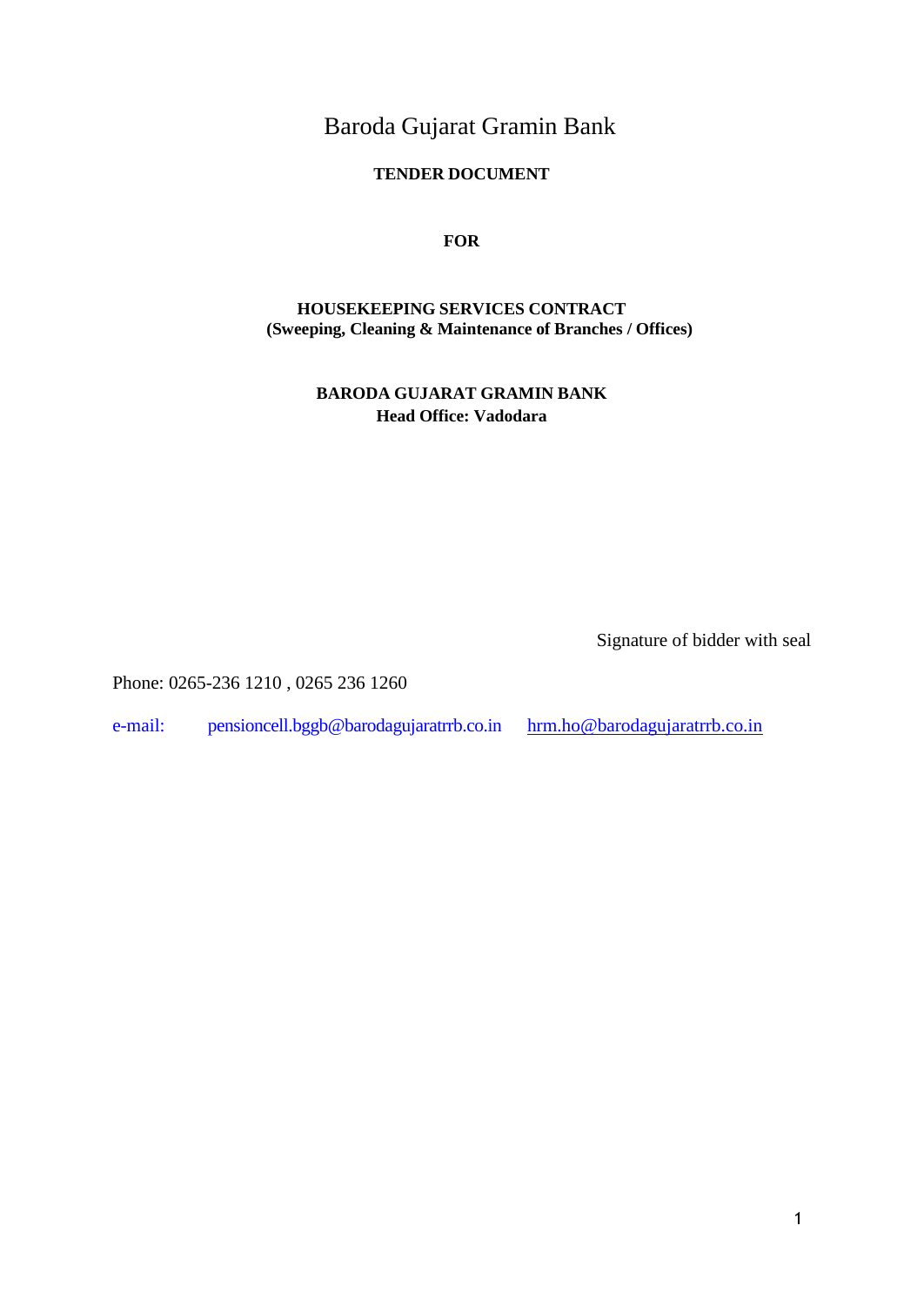# Baroda Gujarat Gramin Bank

**TENDER DOCUMENT**

**FOR**

**HOUSEKEEPING SERVICES CONTRACT**
**(Sweeping, Cleaning & Maintenance of Branches / Offices)**

**BARODA GUJARAT GRAMIN BANK**
**Head Office: Vadodara**

Signature of bidder with seal

Phone: 0265-236 1210 , 0265 236 1260

e-mail: pensioncell.bggb@barodagujaratrrb.co.in hrm.ho@barodagujaratrrb.co.in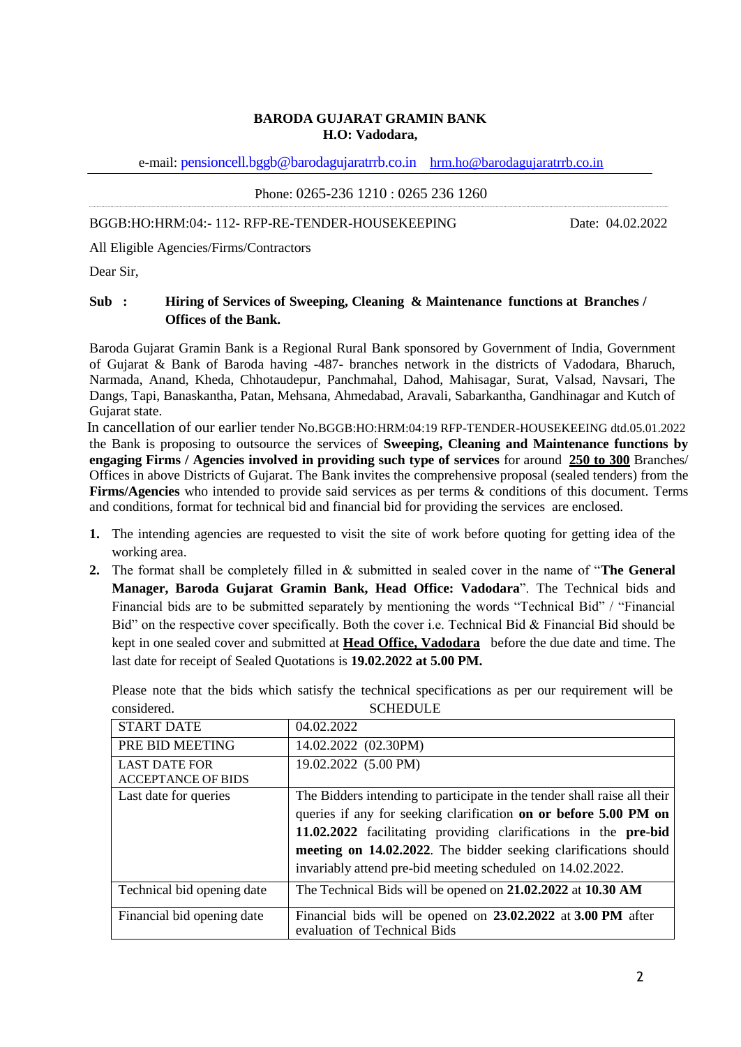**BARODA GUJARAT GRAMIN BANK**
**H.O: Vadodara,**

e-mail: pensioncell.bggb@barodagujaratrrb.co.in hrm.ho@barodagujaratrrb.co.in

Phone: 0265-236 1210 : 0265 236 1260

BGGB:HO:HRM:04:- 112- RFP-RE-TENDER-HOUSEKEEPING Date: 04.02.2022

All Eligible Agencies/Firms/Contractors

Dear Sir,

**Sub : Hiring of Services of Sweeping, Cleaning & Maintenance functions at Branches / Offices of the Bank.**

Baroda Gujarat Gramin Bank is a Regional Rural Bank sponsored by Government of India, Government of Gujarat & Bank of Baroda having -487- branches network in the districts of Vadodara, Bharuch, Narmada, Anand, Kheda, Chhotaudepur, Panchmahal, Dahod, Mahisagar, Surat, Valsad, Navsari, The Dangs, Tapi, Banaskantha, Patan, Mehsana, Ahmedabad, Aravali, Sabarkantha, Gandhinagar and Kutch of Gujarat state.

In cancellation of our earlier tender No.BGGB:HO:HRM:04:19 RFP-TENDER-HOUSEKEEING dtd.05.01.2022 the Bank is proposing to outsource the services of **Sweeping, Cleaning and Maintenance functions by engaging Firms / Agencies involved in providing such type of services** for around **250 to 300** Branches/ Offices in above Districts of Gujarat. The Bank invites the comprehensive proposal (sealed tenders) from the **Firms/Agencies** who intended to provide said services as per terms & conditions of this document. Terms and conditions, format for technical bid and financial bid for providing the services are enclosed.

1. The intending agencies are requested to visit the site of work before quoting for getting idea of the working area.
2. The format shall be completely filled in & submitted in sealed cover in the name of "**The General Manager, Baroda Gujarat Gramin Bank, Head Office: Vadodara**". The Technical bids and Financial bids are to be submitted separately by mentioning the words "Technical Bid" / "Financial Bid" on the respective cover specifically. Both the cover i.e. Technical Bid & Financial Bid should be kept in one sealed cover and submitted at **Head Office, Vadodara** before the due date and time. The last date for receipt of Sealed Quotations is **19.02.2022 at 5.00 PM.**

Please note that the bids which satisfy the technical specifications as per our requirement will be considered.

SCHEDULE

| | |
|---|---|
| START DATE | 04.02.2022 |
| PRE BID MEETING | 14.02.2022 (02.30PM) |
| LAST DATE FOR ACCEPTANCE OF BIDS | 19.02.2022 (5.00 PM) |
| Last date for queries | The Bidders intending to participate in the tender shall raise all their queries if any for seeking clarification **on or before 5.00 PM on 11.02.2022** facilitating providing clarifications in the **pre-bid meeting on 14.02.2022**. The bidder seeking clarifications should invariably attend pre-bid meeting scheduled on 14.02.2022. |
| Technical bid opening date | The Technical Bids will be opened on **21.02.2022** at **10.30 AM** |
| Financial bid opening date | Financial bids will be opened on **23.02.2022** at **3.00 PM** after evaluation of Technical Bids |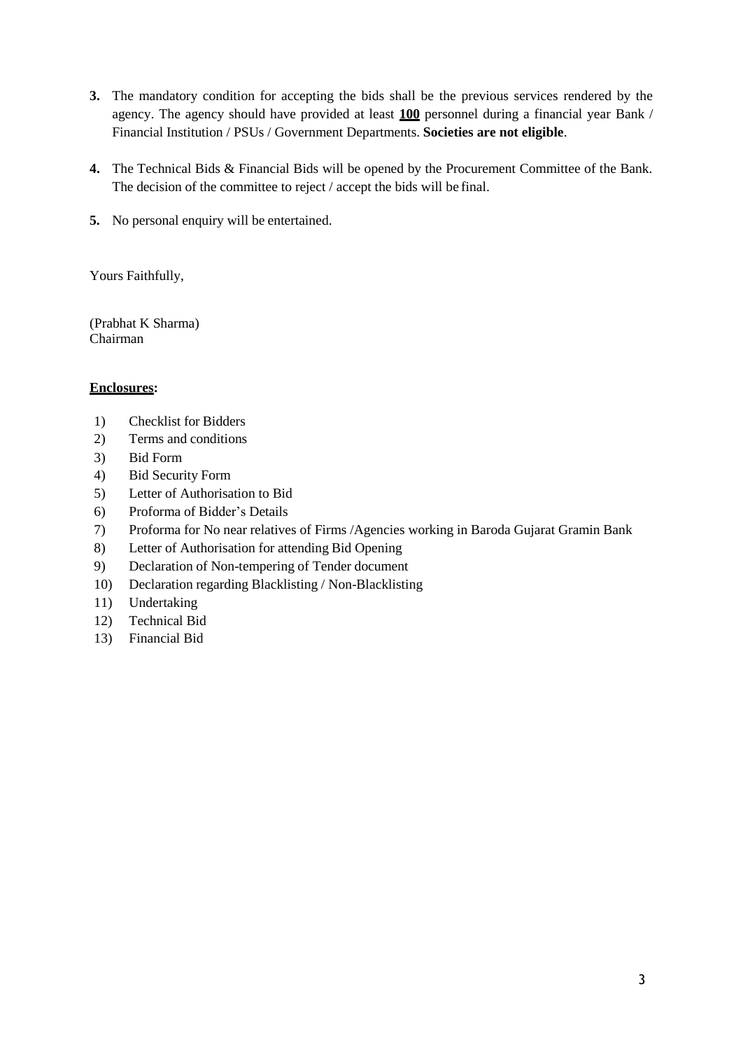3. The mandatory condition for accepting the bids shall be the previous services rendered by the agency. The agency should have provided at least **<u>100</u>** personnel during a financial year Bank / Financial Institution / PSUs / Government Departments. **Societies are not eligible**.

4. The Technical Bids & Financial Bids will be opened by the Procurement Committee of the Bank. The decision of the committee to reject / accept the bids will be final.

5. No personal enquiry will be entertained.

Yours Faithfully,

(Prabhat K Sharma)
Chairman

**<u>Enclosures</u>:**

1) Checklist for Bidders
2) Terms and conditions
3) Bid Form
4) Bid Security Form
5) Letter of Authorisation to Bid
6) Proforma of Bidder's Details
7) Proforma for No near relatives of Firms /Agencies working in Baroda Gujarat Gramin Bank
8) Letter of Authorisation for attending Bid Opening
9) Declaration of Non-tempering of Tender document
10) Declaration regarding Blacklisting / Non-Blacklisting
11) Undertaking
12) Technical Bid
13) Financial Bid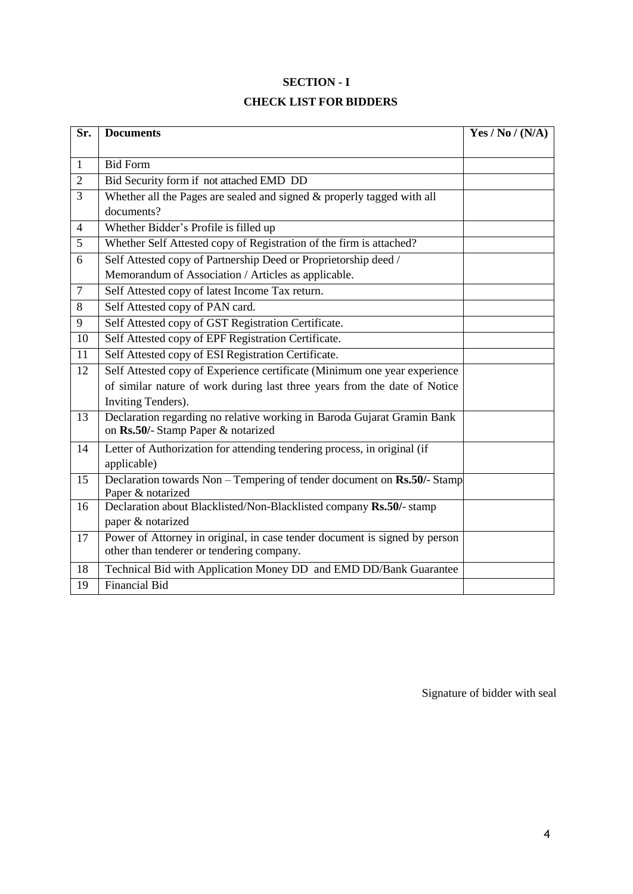## SECTION - I

## CHECK LIST FOR BIDDERS

| Sr. | Documents | Yes / No / (N/A) |
|---|---|---|
| 1 | Bid Form | |
| 2 | Bid Security form if not attached EMD DD | |
| 3 | Whether all the Pages are sealed and signed & properly tagged with all documents? | |
| 4 | Whether Bidder's Profile is filled up | |
| 5 | Whether Self Attested copy of Registration of the firm is attached? | |
| 6 | Self Attested copy of Partnership Deed or Proprietorship deed / Memorandum of Association / Articles as applicable. | |
| 7 | Self Attested copy of latest Income Tax return. | |
| 8 | Self Attested copy of PAN card. | |
| 9 | Self Attested copy of GST Registration Certificate. | |
| 10 | Self Attested copy of EPF Registration Certificate. | |
| 11 | Self Attested copy of ESI Registration Certificate. | |
| 12 | Self Attested copy of Experience certificate (Minimum one year experience of similar nature of work during last three years from the date of Notice Inviting Tenders). | |
| 13 | Declaration regarding no relative working in Baroda Gujarat Gramin Bank on **Rs.50/-** Stamp Paper & notarized | |
| 14 | Letter of Authorization for attending tendering process, in original (if applicable) | |
| 15 | Declaration towards Non – Tempering of tender document on **Rs.50/-** Stamp Paper & notarized | |
| 16 | Declaration about Blacklisted/Non-Blacklisted company **Rs.50/-** stamp paper & notarized | |
| 17 | Power of Attorney in original, in case tender document is signed by person other than tenderer or tendering company. | |
| 18 | Technical Bid with Application Money DD and EMD DD/Bank Guarantee | |
| 19 | Financial Bid | |

Signature of bidder with seal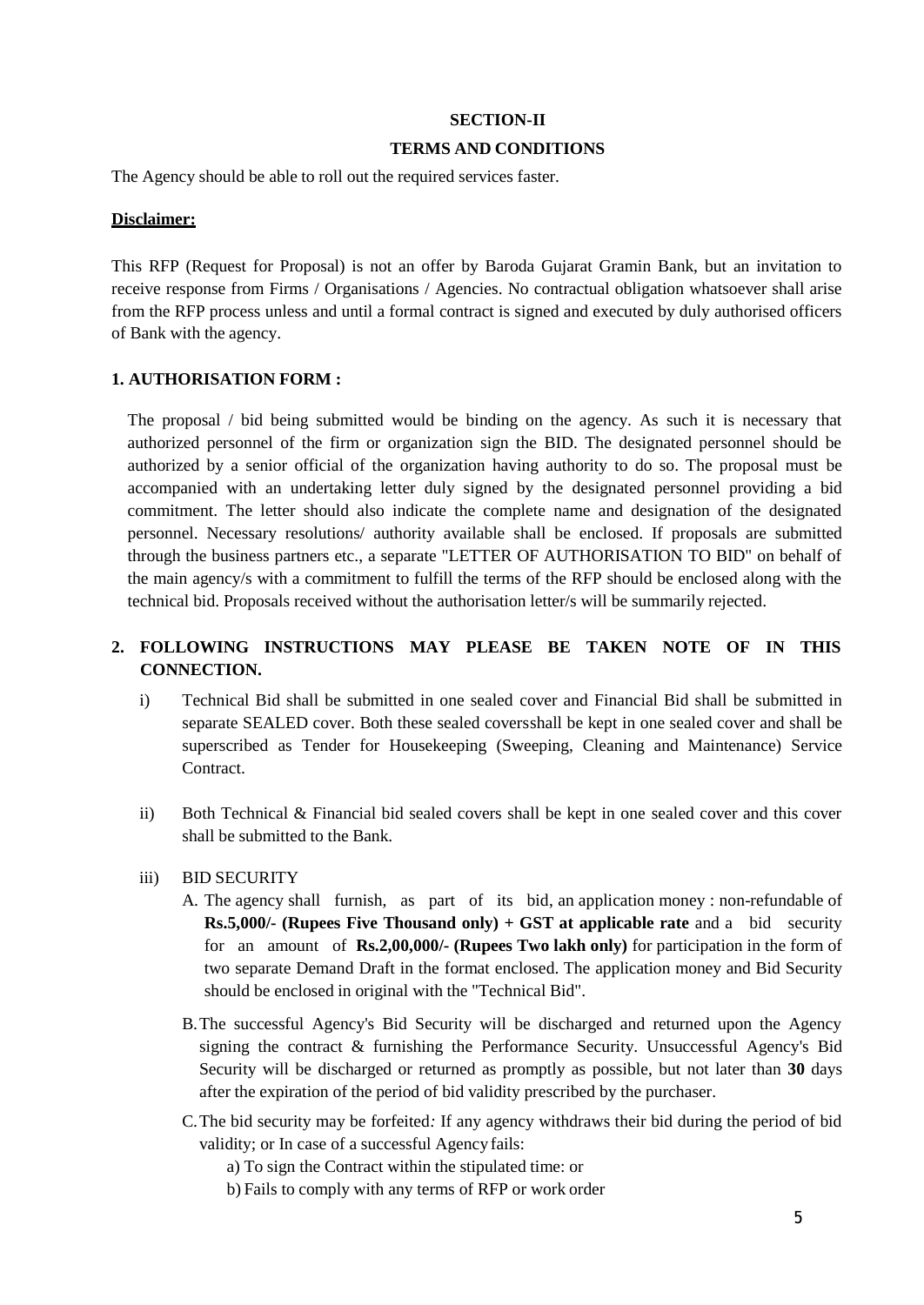## SECTION-II

## TERMS AND CONDITIONS

The Agency should be able to roll out the required services faster.

**Disclaimer:**

This RFP (Request for Proposal) is not an offer by Baroda Gujarat Gramin Bank, but an invitation to receive response from Firms / Organisations / Agencies. No contractual obligation whatsoever shall arise from the RFP process unless and until a formal contract is signed and executed by duly authorised officers of Bank with the agency.

### 1. AUTHORISATION FORM :

The proposal / bid being submitted would be binding on the agency. As such it is necessary that authorized personnel of the firm or organization sign the BID. The designated personnel should be authorized by a senior official of the organization having authority to do so. The proposal must be accompanied with an undertaking letter duly signed by the designated personnel providing a bid commitment. The letter should also indicate the complete name and designation of the designated personnel. Necessary resolutions/ authority available shall be enclosed. If proposals are submitted through the business partners etc., a separate "LETTER OF AUTHORISATION TO BID" on behalf of the main agency/s with a commitment to fulfill the terms of the RFP should be enclosed along with the technical bid. Proposals received without the authorisation letter/s will be summarily rejected.

### 2. FOLLOWING INSTRUCTIONS MAY PLEASE BE TAKEN NOTE OF IN THIS CONNECTION.

i) Technical Bid shall be submitted in one sealed cover and Financial Bid shall be submitted in separate SEALED cover. Both these sealed coversshall be kept in one sealed cover and shall be superscribed as Tender for Housekeeping (Sweeping, Cleaning and Maintenance) Service Contract.

ii) Both Technical & Financial bid sealed covers shall be kept in one sealed cover and this cover shall be submitted to the Bank.

iii) BID SECURITY

A. The agency shall furnish, as part of its bid, an application money : non-refundable of **Rs.5,000/- (Rupees Five Thousand only) + GST at applicable rate** and a bid security for an amount of **Rs.2,00,000/- (Rupees Two lakh only)** for participation in the form of two separate Demand Draft in the format enclosed. The application money and Bid Security should be enclosed in original with the "Technical Bid".

B. The successful Agency's Bid Security will be discharged and returned upon the Agency signing the contract & furnishing the Performance Security. Unsuccessful Agency's Bid Security will be discharged or returned as promptly as possible, but not later than **30** days after the expiration of the period of bid validity prescribed by the purchaser.

C. The bid security may be forfeited*:* If any agency withdraws their bid during the period of bid validity; or In case of a successful Agency fails:

a) To sign the Contract within the stipulated time: or

b) Fails to comply with any terms of RFP or work order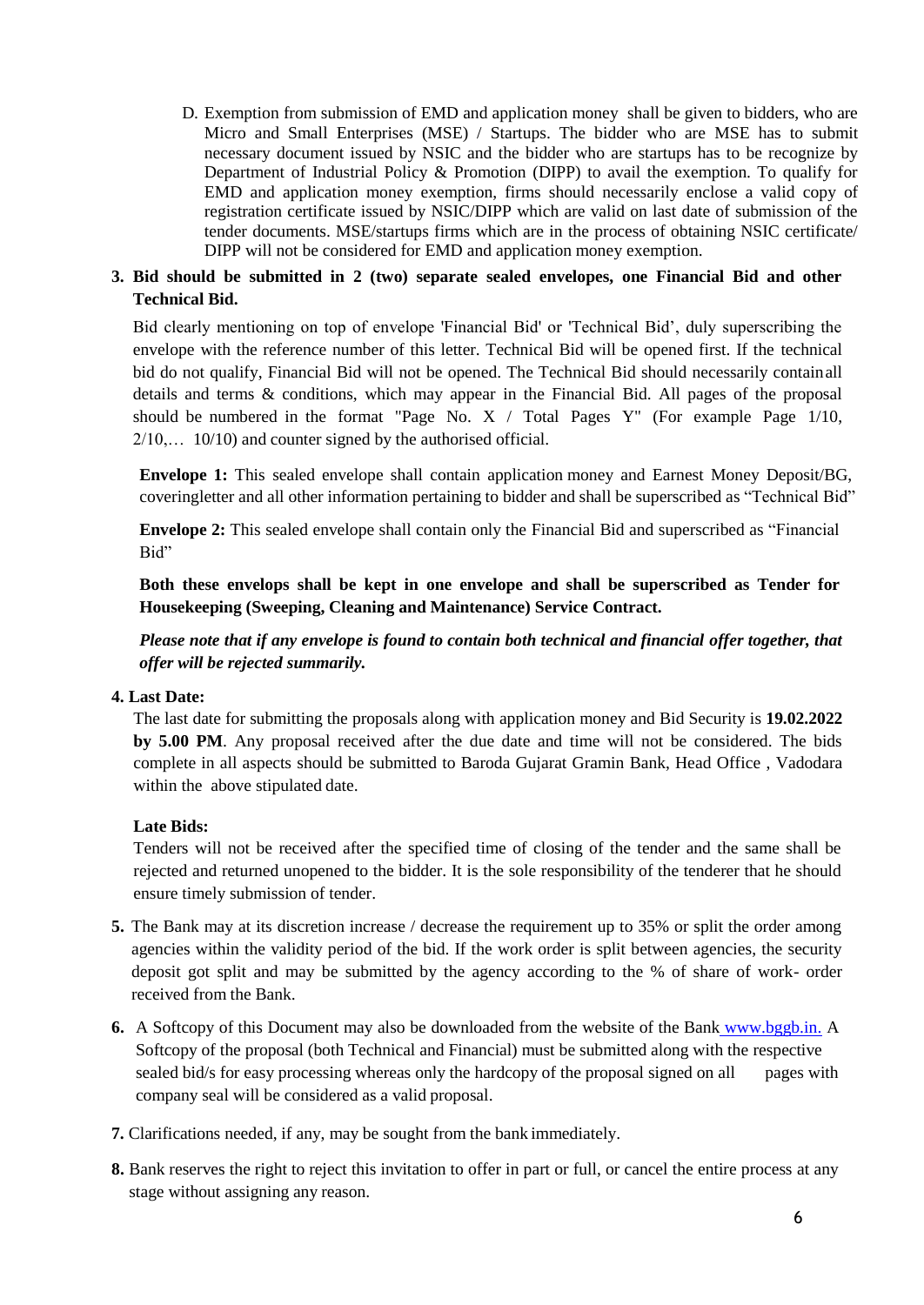D. Exemption from submission of EMD and application money shall be given to bidders, who are Micro and Small Enterprises (MSE) / Startups. The bidder who are MSE has to submit necessary document issued by NSIC and the bidder who are startups has to be recognize by Department of Industrial Policy & Promotion (DIPP) to avail the exemption. To qualify for EMD and application money exemption, firms should necessarily enclose a valid copy of registration certificate issued by NSIC/DIPP which are valid on last date of submission of the tender documents. MSE/startups firms which are in the process of obtaining NSIC certificate/ DIPP will not be considered for EMD and application money exemption.

3. **Bid should be submitted in 2 (two) separate sealed envelopes, one Financial Bid and other Technical Bid.**

   Bid clearly mentioning on top of envelope 'Financial Bid' or 'Technical Bid', duly superscribing the envelope with the reference number of this letter. Technical Bid will be opened first. If the technical bid do not qualify, Financial Bid will not be opened. The Technical Bid should necessarily contain all details and terms & conditions, which may appear in the Financial Bid. All pages of the proposal should be numbered in the format "Page No. X / Total Pages Y" (For example Page 1/10, 2/10,… 10/10) and counter signed by the authorised official.

   **Envelope 1:** This sealed envelope shall contain application money and Earnest Money Deposit/BG, coveringletter and all other information pertaining to bidder and shall be superscribed as "Technical Bid"

   **Envelope 2:** This sealed envelope shall contain only the Financial Bid and superscribed as "Financial Bid"

   **Both these envelops shall be kept in one envelope and shall be superscribed as Tender for Housekeeping (Sweeping, Cleaning and Maintenance) Service Contract.**

   ***Please note that if any envelope is found to contain both technical and financial offer together, that offer will be rejected summarily.***

4. **Last Date:**

   The last date for submitting the proposals along with application money and Bid Security is **19.02.2022 by 5.00 PM**. Any proposal received after the due date and time will not be considered. The bids complete in all aspects should be submitted to Baroda Gujarat Gramin Bank, Head Office , Vadodara within the above stipulated date.

   **Late Bids:**

   Tenders will not be received after the specified time of closing of the tender and the same shall be rejected and returned unopened to the bidder. It is the sole responsibility of the tenderer that he should ensure timely submission of tender.

5. The Bank may at its discretion increase / decrease the requirement up to 35% or split the order among agencies within the validity period of the bid. If the work order is split between agencies, the security deposit got split and may be submitted by the agency according to the % of share of work- order received from the Bank.

6. A Softcopy of this Document may also be downloaded from the website of the Bank www.bggb.in. A Softcopy of the proposal (both Technical and Financial) must be submitted along with the respective sealed bid/s for easy processing whereas only the hardcopy of the proposal signed on all pages with company seal will be considered as a valid proposal.

7. Clarifications needed, if any, may be sought from the bank immediately.

8. Bank reserves the right to reject this invitation to offer in part or full, or cancel the entire process at any stage without assigning any reason.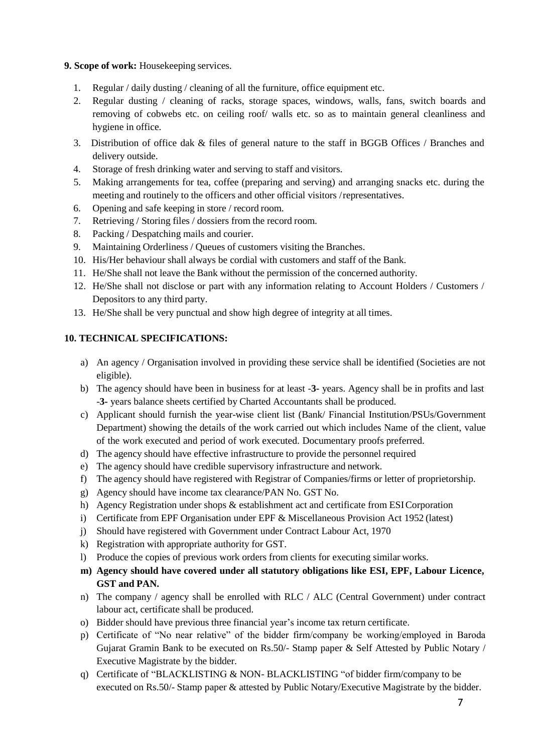**9. Scope of work:** Housekeeping services.

1. Regular / daily dusting / cleaning of all the furniture, office equipment etc.
2. Regular dusting / cleaning of racks, storage spaces, windows, walls, fans, switch boards and removing of cobwebs etc. on ceiling roof/ walls etc. so as to maintain general cleanliness and hygiene in office.
3. Distribution of office dak & files of general nature to the staff in BGGB Offices / Branches and delivery outside.
4. Storage of fresh drinking water and serving to staff and visitors.
5. Making arrangements for tea, coffee (preparing and serving) and arranging snacks etc. during the meeting and routinely to the officers and other official visitors / representatives.
6. Opening and safe keeping in store / record room.
7. Retrieving / Storing files / dossiers from the record room.
8. Packing / Despatching mails and courier.
9. Maintaining Orderliness / Queues of customers visiting the Branches.
10. His/Her behaviour shall always be cordial with customers and staff of the Bank.
11. He/She shall not leave the Bank without the permission of the concerned authority.
12. He/She shall not disclose or part with any information relating to Account Holders / Customers / Depositors to any third party.
13. He/She shall be very punctual and show high degree of integrity at all times.

**10. TECHNICAL SPECIFICATIONS:**

a) An agency / Organisation involved in providing these service shall be identified (Societies are not eligible).
b) The agency should have been in business for at least -**3-** years. Agency shall be in profits and last -**3-** years balance sheets certified by Charted Accountants shall be produced.
c) Applicant should furnish the year-wise client list (Bank/ Financial Institution/PSUs/Government Department) showing the details of the work carried out which includes Name of the client, value of the work executed and period of work executed. Documentary proofs preferred.
d) The agency should have effective infrastructure to provide the personnel required
e) The agency should have credible supervisory infrastructure and network.
f) The agency should have registered with Registrar of Companies/firms or letter of proprietorship.
g) Agency should have income tax clearance/PAN No. GST No.
h) Agency Registration under shops & establishment act and certificate from ESI Corporation
i) Certificate from EPF Organisation under EPF & Miscellaneous Provision Act 1952 (latest)
j) Should have registered with Government under Contract Labour Act, 1970
k) Registration with appropriate authority for GST.
l) Produce the copies of previous work orders from clients for executing similar works.
m) **Agency should have covered under all statutory obligations like ESI, EPF, Labour Licence, GST and PAN.**
n) The company / agency shall be enrolled with RLC / ALC (Central Government) under contract labour act, certificate shall be produced.
o) Bidder should have previous three financial year's income tax return certificate.
p) Certificate of "No near relative" of the bidder firm/company be working/employed in Baroda Gujarat Gramin Bank to be executed on Rs.50/- Stamp paper & Self Attested by Public Notary / Executive Magistrate by the bidder.
q) Certificate of "BLACKLISTING & NON- BLACKLISTING "of bidder firm/company to be executed on Rs.50/- Stamp paper & attested by Public Notary/Executive Magistrate by the bidder.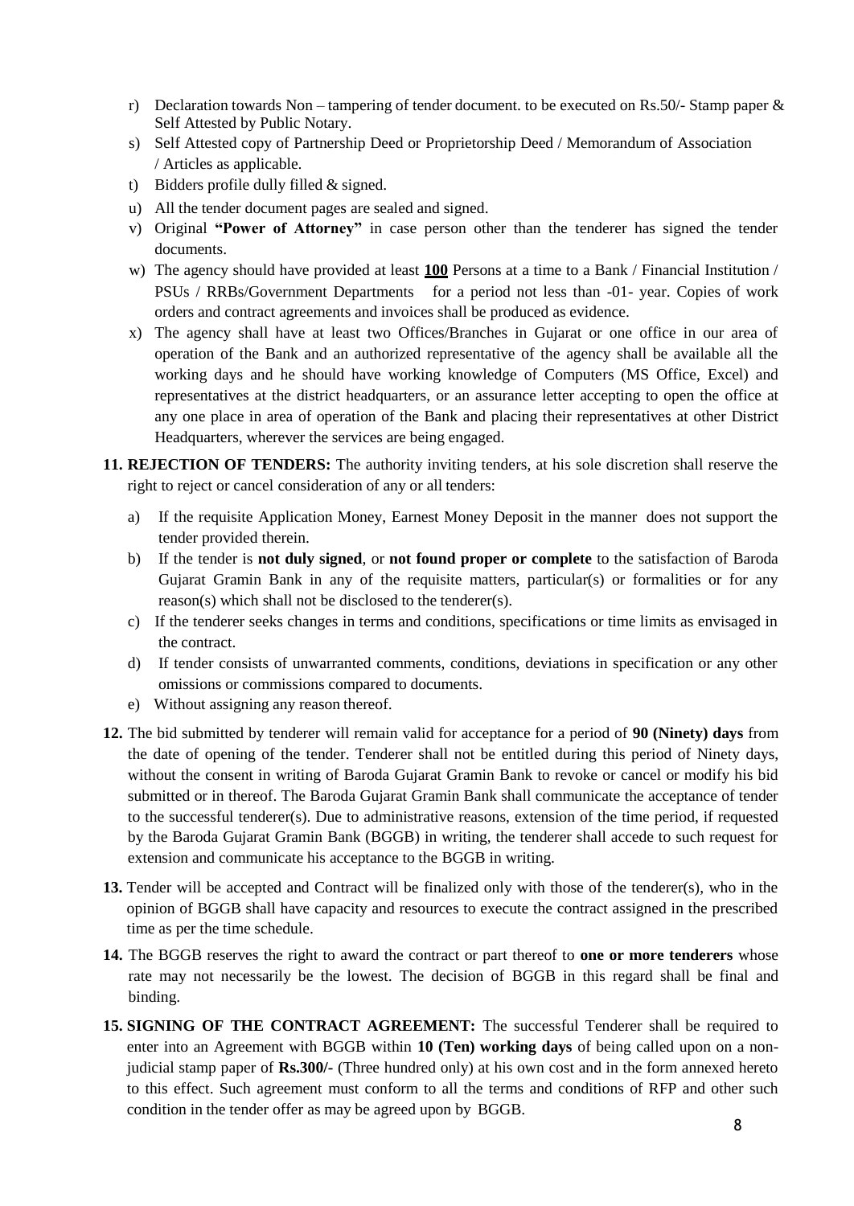r) Declaration towards Non – tampering of tender document. to be executed on Rs.50/- Stamp paper & Self Attested by Public Notary.

s) Self Attested copy of Partnership Deed or Proprietorship Deed / Memorandum of Association / Articles as applicable.

t) Bidders profile dully filled & signed.

u) All the tender document pages are sealed and signed.

v) Original **"Power of Attorney"** in case person other than the tenderer has signed the tender documents.

w) The agency should have provided at least **100** Persons at a time to a Bank / Financial Institution / PSUs / RRBs/Government Departments for a period not less than -01- year. Copies of work orders and contract agreements and invoices shall be produced as evidence.

x) The agency shall have at least two Offices/Branches in Gujarat or one office in our area of operation of the Bank and an authorized representative of the agency shall be available all the working days and he should have working knowledge of Computers (MS Office, Excel) and representatives at the district headquarters, or an assurance letter accepting to open the office at any one place in area of operation of the Bank and placing their representatives at other District Headquarters, wherever the services are being engaged.

**11. REJECTION OF TENDERS:** The authority inviting tenders, at his sole discretion shall reserve the right to reject or cancel consideration of any or all tenders:

a) If the requisite Application Money, Earnest Money Deposit in the manner does not support the tender provided therein.

b) If the tender is **not duly signed**, or **not found proper or complete** to the satisfaction of Baroda Gujarat Gramin Bank in any of the requisite matters, particular(s) or formalities or for any reason(s) which shall not be disclosed to the tenderer(s).

c) If the tenderer seeks changes in terms and conditions, specifications or time limits as envisaged in the contract.

d) If tender consists of unwarranted comments, conditions, deviations in specification or any other omissions or commissions compared to documents.

e) Without assigning any reason thereof.

**12.** The bid submitted by tenderer will remain valid for acceptance for a period of **90 (Ninety) days** from the date of opening of the tender. Tenderer shall not be entitled during this period of Ninety days, without the consent in writing of Baroda Gujarat Gramin Bank to revoke or cancel or modify his bid submitted or in thereof. The Baroda Gujarat Gramin Bank shall communicate the acceptance of tender to the successful tenderer(s). Due to administrative reasons, extension of the time period, if requested by the Baroda Gujarat Gramin Bank (BGGB) in writing, the tenderer shall accede to such request for extension and communicate his acceptance to the BGGB in writing.

**13.** Tender will be accepted and Contract will be finalized only with those of the tenderer(s), who in the opinion of BGGB shall have capacity and resources to execute the contract assigned in the prescribed time as per the time schedule.

**14.** The BGGB reserves the right to award the contract or part thereof to **one or more tenderers** whose rate may not necessarily be the lowest. The decision of BGGB in this regard shall be final and binding.

**15. SIGNING OF THE CONTRACT AGREEMENT:** The successful Tenderer shall be required to enter into an Agreement with BGGB within **10 (Ten) working days** of being called upon on a non-judicial stamp paper of **Rs.300/-** (Three hundred only) at his own cost and in the form annexed hereto to this effect. Such agreement must conform to all the terms and conditions of RFP and other such condition in the tender offer as may be agreed upon by BGGB.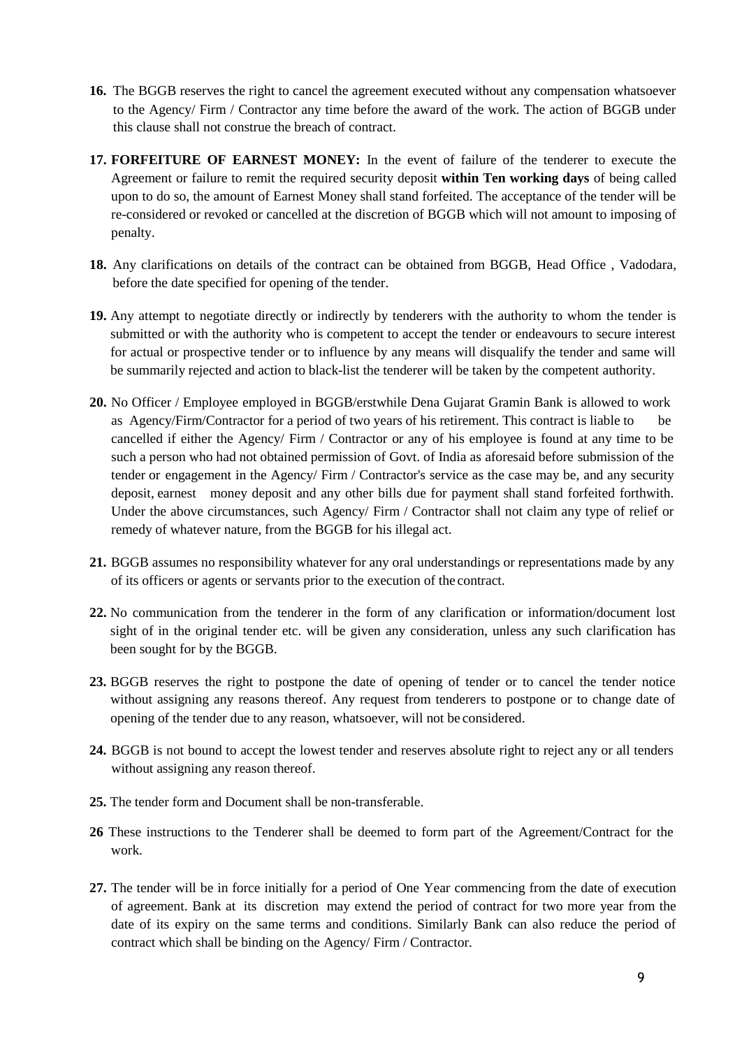16. The BGGB reserves the right to cancel the agreement executed without any compensation whatsoever to the Agency/ Firm / Contractor any time before the award of the work. The action of BGGB under this clause shall not construe the breach of contract.

17. **FORFEITURE OF EARNEST MONEY:** In the event of failure of the tenderer to execute the Agreement or failure to remit the required security deposit **within Ten working days** of being called upon to do so, the amount of Earnest Money shall stand forfeited. The acceptance of the tender will be re-considered or revoked or cancelled at the discretion of BGGB which will not amount to imposing of penalty.

18. Any clarifications on details of the contract can be obtained from BGGB, Head Office , Vadodara, before the date specified for opening of the tender.

19. Any attempt to negotiate directly or indirectly by tenderers with the authority to whom the tender is submitted or with the authority who is competent to accept the tender or endeavours to secure interest for actual or prospective tender or to influence by any means will disqualify the tender and same will be summarily rejected and action to black-list the tenderer will be taken by the competent authority.

20. No Officer / Employee employed in BGGB/erstwhile Dena Gujarat Gramin Bank is allowed to work as Agency/Firm/Contractor for a period of two years of his retirement. This contract is liable to be cancelled if either the Agency/ Firm / Contractor or any of his employee is found at any time to be such a person who had not obtained permission of Govt. of India as aforesaid before submission of the tender or engagement in the Agency/ Firm / Contractor's service as the case may be, and any security deposit, earnest money deposit and any other bills due for payment shall stand forfeited forthwith. Under the above circumstances, such Agency/ Firm / Contractor shall not claim any type of relief or remedy of whatever nature, from the BGGB for his illegal act.

21. BGGB assumes no responsibility whatever for any oral understandings or representations made by any of its officers or agents or servants prior to the execution of the contract.

22. No communication from the tenderer in the form of any clarification or information/document lost sight of in the original tender etc. will be given any consideration, unless any such clarification has been sought for by the BGGB.

23. BGGB reserves the right to postpone the date of opening of tender or to cancel the tender notice without assigning any reasons thereof. Any request from tenderers to postpone or to change date of opening of the tender due to any reason, whatsoever, will not be considered.

24. BGGB is not bound to accept the lowest tender and reserves absolute right to reject any or all tenders without assigning any reason thereof.

25. The tender form and Document shall be non-transferable.

26 These instructions to the Tenderer shall be deemed to form part of the Agreement/Contract for the work.

27. The tender will be in force initially for a period of One Year commencing from the date of execution of agreement. Bank at its discretion may extend the period of contract for two more year from the date of its expiry on the same terms and conditions. Similarly Bank can also reduce the period of contract which shall be binding on the Agency/ Firm / Contractor.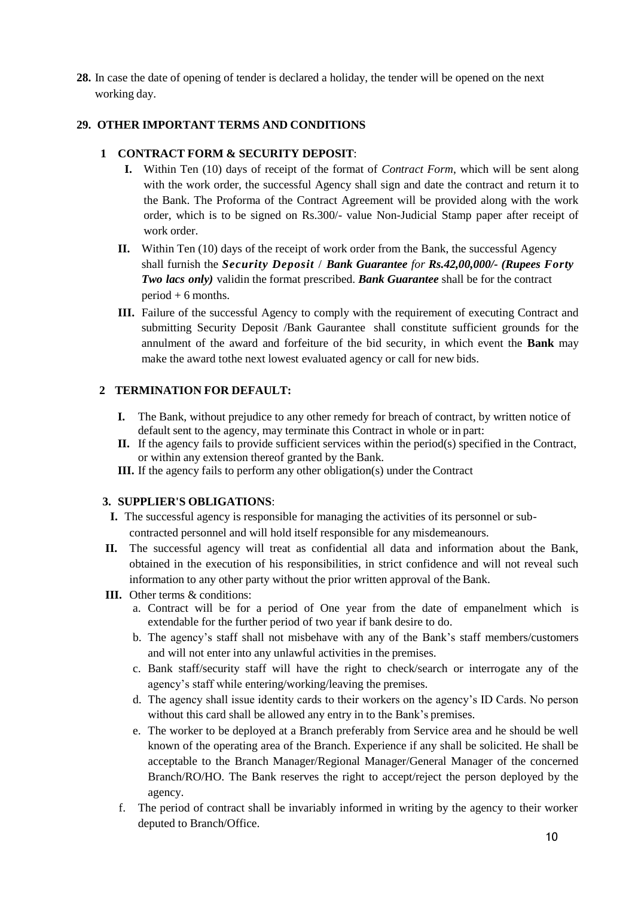**28.** In case the date of opening of tender is declared a holiday, the tender will be opened on the next working day.

**29. OTHER IMPORTANT TERMS AND CONDITIONS**

**1 CONTRACT FORM & SECURITY DEPOSIT**:

- **I.** Within Ten (10) days of receipt of the format of *Contract Form*, which will be sent along with the work order, the successful Agency shall sign and date the contract and return it to the Bank. The Proforma of the Contract Agreement will be provided along with the work order, which is to be signed on Rs.300/- value Non-Judicial Stamp paper after receipt of work order.
- **II.** Within Ten (10) days of the receipt of work order from the Bank, the successful Agency shall furnish the ***Security Deposit*** / ***Bank Guarantee*** *for* ***Rs.42,00,000/- (Rupees Forty Two lacs only)*** validin the format prescribed. ***Bank Guarantee*** shall be for the contract period + 6 months.
- **III.** Failure of the successful Agency to comply with the requirement of executing Contract and submitting Security Deposit /Bank Gaurantee shall constitute sufficient grounds for the annulment of the award and forfeiture of the bid security, in which event the **Bank** may make the award tothe next lowest evaluated agency or call for new bids.

**2 TERMINATION FOR DEFAULT:**

- **I.** The Bank, without prejudice to any other remedy for breach of contract, by written notice of default sent to the agency, may terminate this Contract in whole or in part:
- **II.** If the agency fails to provide sufficient services within the period(s) specified in the Contract, or within any extension thereof granted by the Bank.
- **III.** If the agency fails to perform any other obligation(s) under the Contract

**3. SUPPLIER'S OBLIGATIONS**:

- **I.** The successful agency is responsible for managing the activities of its personnel or sub-contracted personnel and will hold itself responsible for any misdemeanours.
- **II.** The successful agency will treat as confidential all data and information about the Bank, obtained in the execution of his responsibilities, in strict confidence and will not reveal such information to any other party without the prior written approval of the Bank.
- **III.** Other terms & conditions:
  - a. Contract will be for a period of One year from the date of empanelment which is extendable for the further period of two year if bank desire to do.
  - b. The agency's staff shall not misbehave with any of the Bank's staff members/customers and will not enter into any unlawful activities in the premises.
  - c. Bank staff/security staff will have the right to check/search or interrogate any of the agency's staff while entering/working/leaving the premises.
  - d. The agency shall issue identity cards to their workers on the agency's ID Cards. No person without this card shall be allowed any entry in to the Bank's premises.
  - e. The worker to be deployed at a Branch preferably from Service area and he should be well known of the operating area of the Branch. Experience if any shall be solicited. He shall be acceptable to the Branch Manager/Regional Manager/General Manager of the concerned Branch/RO/HO. The Bank reserves the right to accept/reject the person deployed by the agency.
  - f. The period of contract shall be invariably informed in writing by the agency to their worker deputed to Branch/Office.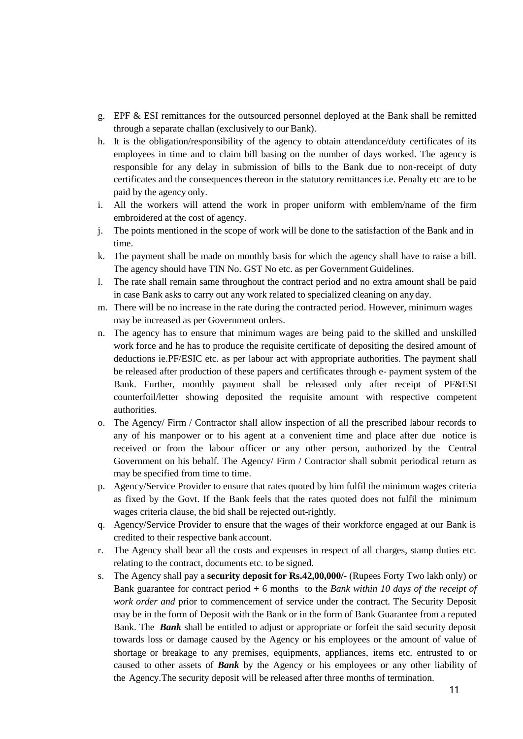g. EPF & ESI remittances for the outsourced personnel deployed at the Bank shall be remitted through a separate challan (exclusively to our Bank).
h. It is the obligation/responsibility of the agency to obtain attendance/duty certificates of its employees in time and to claim bill basing on the number of days worked. The agency is responsible for any delay in submission of bills to the Bank due to non-receipt of duty certificates and the consequences thereon in the statutory remittances i.e. Penalty etc are to be paid by the agency only.
i. All the workers will attend the work in proper uniform with emblem/name of the firm embroidered at the cost of agency.
j. The points mentioned in the scope of work will be done to the satisfaction of the Bank and in time.
k. The payment shall be made on monthly basis for which the agency shall have to raise a bill. The agency should have TIN No. GST No etc. as per Government Guidelines.
l. The rate shall remain same throughout the contract period and no extra amount shall be paid in case Bank asks to carry out any work related to specialized cleaning on any day.
m. There will be no increase in the rate during the contracted period. However, minimum wages may be increased as per Government orders.
n. The agency has to ensure that minimum wages are being paid to the skilled and unskilled work force and he has to produce the requisite certificate of depositing the desired amount of deductions ie.PF/ESIC etc. as per labour act with appropriate authorities. The payment shall be released after production of these papers and certificates through e- payment system of the Bank. Further, monthly payment shall be released only after receipt of PF&ESI counterfoil/letter showing deposited the requisite amount with respective competent authorities.
o. The Agency/ Firm / Contractor shall allow inspection of all the prescribed labour records to any of his manpower or to his agent at a convenient time and place after due notice is received or from the labour officer or any other person, authorized by the Central Government on his behalf. The Agency/ Firm / Contractor shall submit periodical return as may be specified from time to time.
p. Agency/Service Provider to ensure that rates quoted by him fulfil the minimum wages criteria as fixed by the Govt. If the Bank feels that the rates quoted does not fulfil the minimum wages criteria clause, the bid shall be rejected out-rightly.
q. Agency/Service Provider to ensure that the wages of their workforce engaged at our Bank is credited to their respective bank account.
r. The Agency shall bear all the costs and expenses in respect of all charges, stamp duties etc. relating to the contract, documents etc. to be signed.
s. The Agency shall pay a **security deposit for Rs.42,00,000/-** (Rupees Forty Two lakh only) or Bank guarantee for contract period + 6 months to the *Bank within 10 days of the receipt of work order and* prior to commencement of service under the contract. The Security Deposit may be in the form of Deposit with the Bank or in the form of Bank Guarantee from a reputed Bank. The ***Bank*** shall be entitled to adjust or appropriate or forfeit the said security deposit towards loss or damage caused by the Agency or his employees or the amount of value of shortage or breakage to any premises, equipments, appliances, items etc. entrusted to or caused to other assets of ***Bank*** by the Agency or his employees or any other liability of the Agency.The security deposit will be released after three months of termination.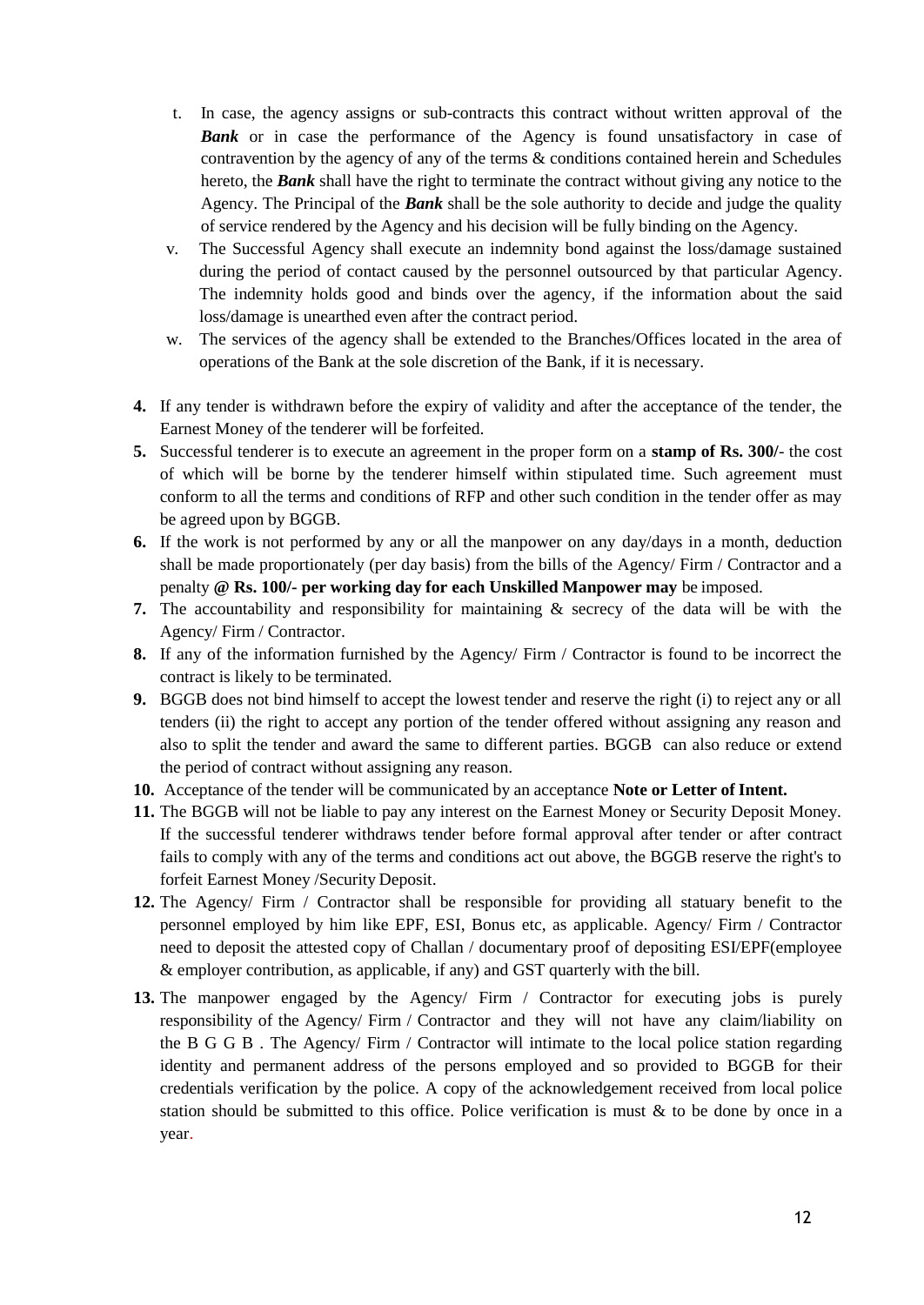t. In case, the agency assigns or sub-contracts this contract without written approval of the ***Bank*** or in case the performance of the Agency is found unsatisfactory in case of contravention by the agency of any of the terms & conditions contained herein and Schedules hereto, the ***Bank*** shall have the right to terminate the contract without giving any notice to the Agency. The Principal of the ***Bank*** shall be the sole authority to decide and judge the quality of service rendered by the Agency and his decision will be fully binding on the Agency.

v. The Successful Agency shall execute an indemnity bond against the loss/damage sustained during the period of contact caused by the personnel outsourced by that particular Agency. The indemnity holds good and binds over the agency, if the information about the said loss/damage is unearthed even after the contract period.

w. The services of the agency shall be extended to the Branches/Offices located in the area of operations of the Bank at the sole discretion of the Bank, if it is necessary.

**4.** If any tender is withdrawn before the expiry of validity and after the acceptance of the tender, the Earnest Money of the tenderer will be forfeited.

**5.** Successful tenderer is to execute an agreement in the proper form on a **stamp of Rs. 300/**- the cost of which will be borne by the tenderer himself within stipulated time. Such agreement must conform to all the terms and conditions of RFP and other such condition in the tender offer as may be agreed upon by BGGB.

**6.** If the work is not performed by any or all the manpower on any day/days in a month, deduction shall be made proportionately (per day basis) from the bills of the Agency/ Firm / Contractor and a penalty **@ Rs. 100/- per working day for each Unskilled Manpower may** be imposed.

**7.** The accountability and responsibility for maintaining & secrecy of the data will be with the Agency/ Firm / Contractor.

**8.** If any of the information furnished by the Agency/ Firm / Contractor is found to be incorrect the contract is likely to be terminated.

**9.** BGGB does not bind himself to accept the lowest tender and reserve the right (i) to reject any or all tenders (ii) the right to accept any portion of the tender offered without assigning any reason and also to split the tender and award the same to different parties. BGGB can also reduce or extend the period of contract without assigning any reason.

**10.** Acceptance of the tender will be communicated by an acceptance **Note or Letter of Intent.**

**11.** The BGGB will not be liable to pay any interest on the Earnest Money or Security Deposit Money. If the successful tenderer withdraws tender before formal approval after tender or after contract fails to comply with any of the terms and conditions act out above, the BGGB reserve the right's to forfeit Earnest Money /Security Deposit.

**12.** The Agency/ Firm / Contractor shall be responsible for providing all statuary benefit to the personnel employed by him like EPF, ESI, Bonus etc, as applicable. Agency/ Firm / Contractor need to deposit the attested copy of Challan / documentary proof of depositing ESI/EPF(employee & employer contribution, as applicable, if any) and GST quarterly with the bill.

**13.** The manpower engaged by the Agency/ Firm / Contractor for executing jobs is purely responsibility of the Agency/ Firm / Contractor and they will not have any claim/liability on the B G G B . The Agency/ Firm / Contractor will intimate to the local police station regarding identity and permanent address of the persons employed and so provided to BGGB for their credentials verification by the police. A copy of the acknowledgement received from local police station should be submitted to this office. Police verification is must & to be done by once in a year.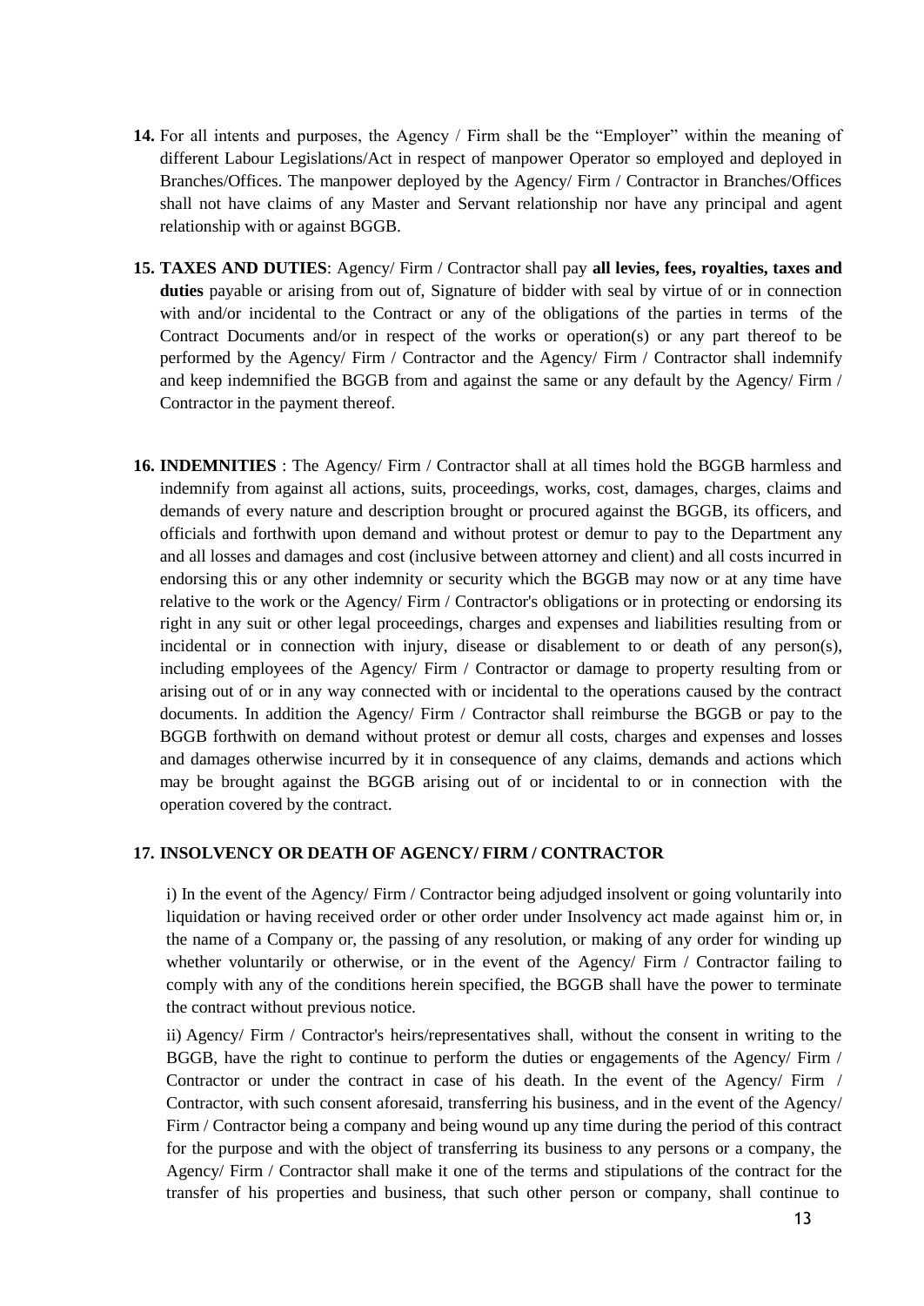**14.** For all intents and purposes, the Agency / Firm shall be the "Employer" within the meaning of different Labour Legislations/Act in respect of manpower Operator so employed and deployed in Branches/Offices. The manpower deployed by the Agency/ Firm / Contractor in Branches/Offices shall not have claims of any Master and Servant relationship nor have any principal and agent relationship with or against BGGB.

**15. TAXES AND DUTIES**: Agency/ Firm / Contractor shall pay **all levies, fees, royalties, taxes and duties** payable or arising from out of, Signature of bidder with seal by virtue of or in connection with and/or incidental to the Contract or any of the obligations of the parties in terms of the Contract Documents and/or in respect of the works or operation(s) or any part thereof to be performed by the Agency/ Firm / Contractor and the Agency/ Firm / Contractor shall indemnify and keep indemnified the BGGB from and against the same or any default by the Agency/ Firm / Contractor in the payment thereof.

**16. INDEMNITIES** : The Agency/ Firm / Contractor shall at all times hold the BGGB harmless and indemnify from against all actions, suits, proceedings, works, cost, damages, charges, claims and demands of every nature and description brought or procured against the BGGB, its officers, and officials and forthwith upon demand and without protest or demur to pay to the Department any and all losses and damages and cost (inclusive between attorney and client) and all costs incurred in endorsing this or any other indemnity or security which the BGGB may now or at any time have relative to the work or the Agency/ Firm / Contractor's obligations or in protecting or endorsing its right in any suit or other legal proceedings, charges and expenses and liabilities resulting from or incidental or in connection with injury, disease or disablement to or death of any person(s), including employees of the Agency/ Firm / Contractor or damage to property resulting from or arising out of or in any way connected with or incidental to the operations caused by the contract documents. In addition the Agency/ Firm / Contractor shall reimburse the BGGB or pay to the BGGB forthwith on demand without protest or demur all costs, charges and expenses and losses and damages otherwise incurred by it in consequence of any claims, demands and actions which may be brought against the BGGB arising out of or incidental to or in connection with the operation covered by the contract.

**17. INSOLVENCY OR DEATH OF AGENCY/ FIRM / CONTRACTOR**

i) In the event of the Agency/ Firm / Contractor being adjudged insolvent or going voluntarily into liquidation or having received order or other order under Insolvency act made against him or, in the name of a Company or, the passing of any resolution, or making of any order for winding up whether voluntarily or otherwise, or in the event of the Agency/ Firm / Contractor failing to comply with any of the conditions herein specified, the BGGB shall have the power to terminate the contract without previous notice.

ii) Agency/ Firm / Contractor's heirs/representatives shall, without the consent in writing to the BGGB, have the right to continue to perform the duties or engagements of the Agency/ Firm / Contractor or under the contract in case of his death. In the event of the Agency/ Firm / Contractor, with such consent aforesaid, transferring his business, and in the event of the Agency/ Firm / Contractor being a company and being wound up any time during the period of this contract for the purpose and with the object of transferring its business to any persons or a company, the Agency/ Firm / Contractor shall make it one of the terms and stipulations of the contract for the transfer of his properties and business, that such other person or company, shall continue to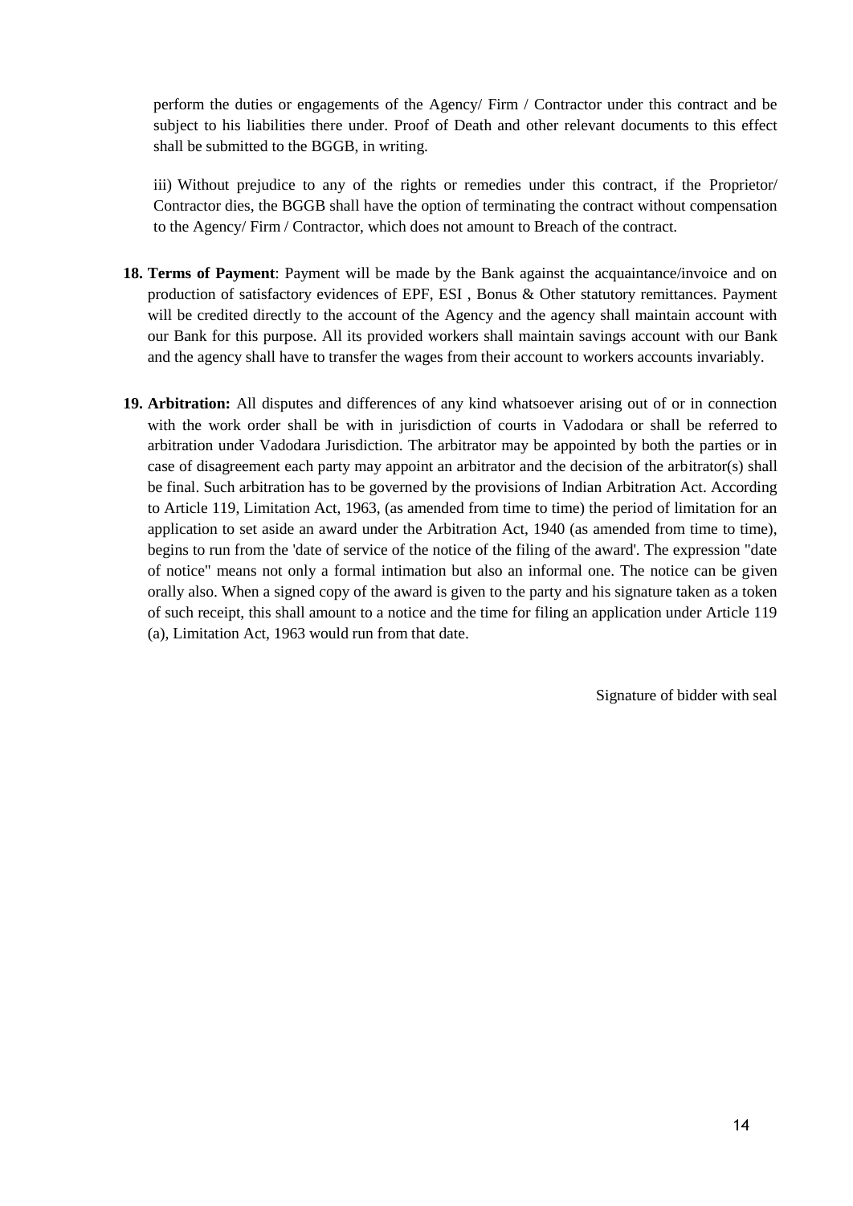perform the duties or engagements of the Agency/ Firm / Contractor under this contract and be subject to his liabilities there under. Proof of Death and other relevant documents to this effect shall be submitted to the BGGB, in writing.

iii) Without prejudice to any of the rights or remedies under this contract, if the Proprietor/ Contractor dies, the BGGB shall have the option of terminating the contract without compensation to the Agency/ Firm / Contractor, which does not amount to Breach of the contract.

18. **Terms of Payment**: Payment will be made by the Bank against the acquaintance/invoice and on production of satisfactory evidences of EPF, ESI , Bonus & Other statutory remittances. Payment will be credited directly to the account of the Agency and the agency shall maintain account with our Bank for this purpose. All its provided workers shall maintain savings account with our Bank and the agency shall have to transfer the wages from their account to workers accounts invariably.

19. **Arbitration:** All disputes and differences of any kind whatsoever arising out of or in connection with the work order shall be with in jurisdiction of courts in Vadodara or shall be referred to arbitration under Vadodara Jurisdiction. The arbitrator may be appointed by both the parties or in case of disagreement each party may appoint an arbitrator and the decision of the arbitrator(s) shall be final. Such arbitration has to be governed by the provisions of Indian Arbitration Act. According to Article 119, Limitation Act, 1963, (as amended from time to time) the period of limitation for an application to set aside an award under the Arbitration Act, 1940 (as amended from time to time), begins to run from the 'date of service of the notice of the filing of the award'. The expression "date of notice" means not only a formal intimation but also an informal one. The notice can be given orally also. When a signed copy of the award is given to the party and his signature taken as a token of such receipt, this shall amount to a notice and the time for filing an application under Article 119 (a), Limitation Act, 1963 would run from that date.

Signature of bidder with seal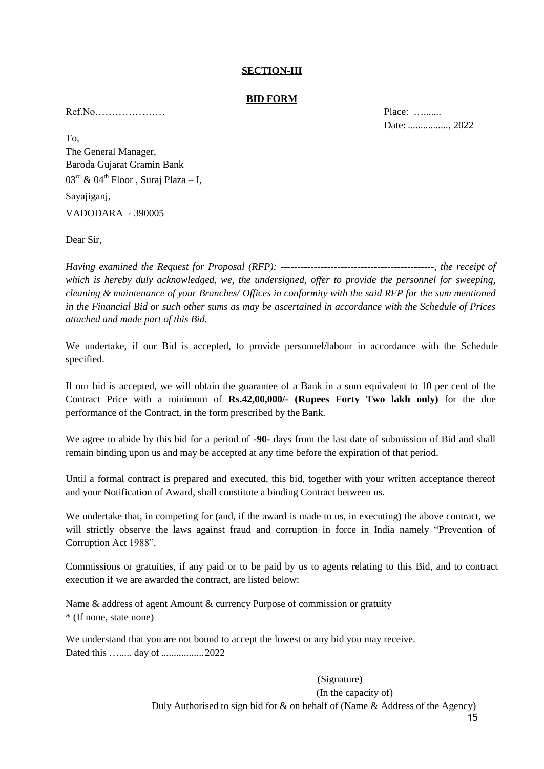**SECTION-III**

**BID FORM**

Ref.No…………………

Place: …......
Date: ..............., 2022

To,
The General Manager,
Baroda Gujarat Gramin Bank
$03^{rd}$ & $04^{th}$ Floor , Suraj Plaza – I,
Sayajiganj,
VADODARA - 390005

Dear Sir,

*Having examined the Request for Proposal (RFP): ---------------------------------------------, the receipt of which is hereby duly acknowledged, we, the undersigned, offer to provide the personnel for sweeping, cleaning & maintenance of your Branches/ Offices in conformity with the said RFP for the sum mentioned in the Financial Bid or such other sums as may be ascertained in accordance with the Schedule of Prices attached and made part of this Bid.*

We undertake, if our Bid is accepted, to provide personnel/labour in accordance with the Schedule specified.

If our bid is accepted, we will obtain the guarantee of a Bank in a sum equivalent to 10 per cent of the Contract Price with a minimum of **Rs.42,00,000/- (Rupees Forty Two lakh only)** for the due performance of the Contract, in the form prescribed by the Bank.

We agree to abide by this bid for a period of **-90-** days from the last date of submission of Bid and shall remain binding upon us and may be accepted at any time before the expiration of that period.

Until a formal contract is prepared and executed, this bid, together with your written acceptance thereof and your Notification of Award, shall constitute a binding Contract between us.

We undertake that, in competing for (and, if the award is made to us, in executing) the above contract, we will strictly observe the laws against fraud and corruption in force in India namely "Prevention of Corruption Act 1988".

Commissions or gratuities, if any paid or to be paid by us to agents relating to this Bid, and to contract execution if we are awarded the contract, are listed below:

Name & address of agent Amount & currency Purpose of commission or gratuity
* (If none, state none)

We understand that you are not bound to accept the lowest or any bid you may receive.
Dated this …..... day of ................2022

(Signature)
(In the capacity of)
Duly Authorised to sign bid for & on behalf of (Name & Address of the Agency)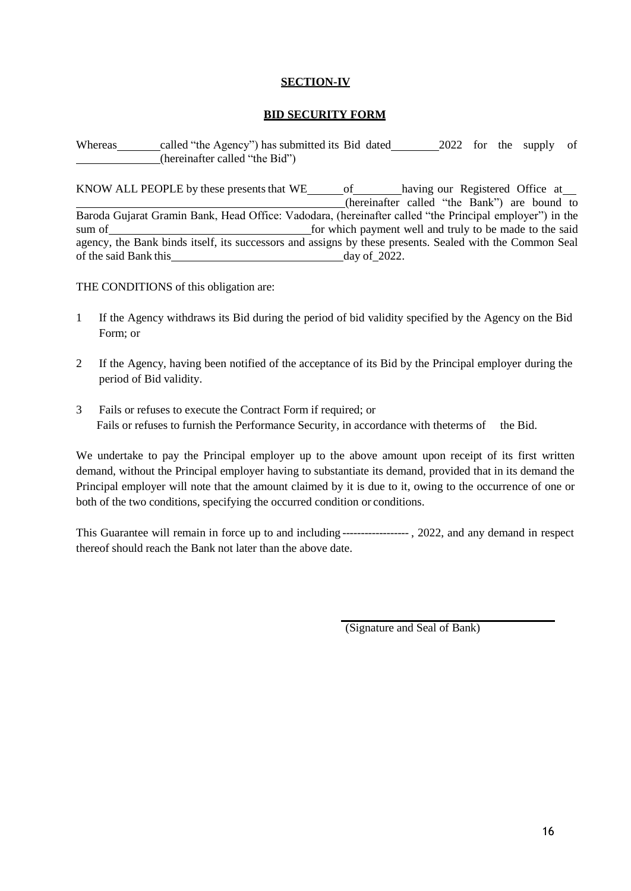**SECTION-IV**

**BID SECURITY FORM**

Whereas\_\_\_\_\_\_\_\_called "the Agency") has submitted its Bid dated\_\_\_\_\_\_\_\_\_2022 for the supply of \_\_\_\_\_\_\_\_\_\_\_\_\_\_\_(hereinafter called "the Bid")

KNOW ALL PEOPLE by these presents that WE\_\_\_\_\_\_of\_\_\_\_\_\_\_\_\_having our Registered Office at\_\_ \_\_\_\_\_\_\_\_\_\_\_\_\_\_\_\_\_\_\_\_\_\_\_\_\_\_\_\_\_\_\_\_\_\_\_\_\_\_\_\_\_\_\_\_\_(hereinafter called "the Bank") are bound to Baroda Gujarat Gramin Bank, Head Office: Vadodara, (hereinafter called "the Principal employer") in the sum of\_\_\_\_\_\_\_\_\_\_\_\_\_\_\_\_\_\_\_\_\_\_\_\_\_\_\_\_\_\_\_\_\_\_\_for which payment well and truly to be made to the said agency, the Bank binds itself, its successors and assigns by these presents. Sealed with the Common Seal of the said Bank this\_\_\_\_\_\_\_\_\_\_\_\_\_\_\_\_\_\_\_\_\_\_\_\_\_\_\_\_\_\_day of\_2022.

THE CONDITIONS of this obligation are:

1. If the Agency withdraws its Bid during the period of bid validity specified by the Agency on the Bid Form; or
2. If the Agency, having been notified of the acceptance of its Bid by the Principal employer during the period of Bid validity.
3. Fails or refuses to execute the Contract Form if required; or
   Fails or refuses to furnish the Performance Security, in accordance with theterms of the Bid.

We undertake to pay the Principal employer up to the above amount upon receipt of its first written demand, without the Principal employer having to substantiate its demand, provided that in its demand the Principal employer will note that the amount claimed by it is due to it, owing to the occurrence of one or both of the two conditions, specifying the occurred condition or conditions.

This Guarantee will remain in force up to and including ------------------ , 2022, and any demand in respect thereof should reach the Bank not later than the above date.

\_\_\_\_\_\_\_\_\_\_\_\_\_\_\_\_\_\_\_\_\_\_\_\_\_\_\_\_\_\_\_\_\_\_

(Signature and Seal of Bank)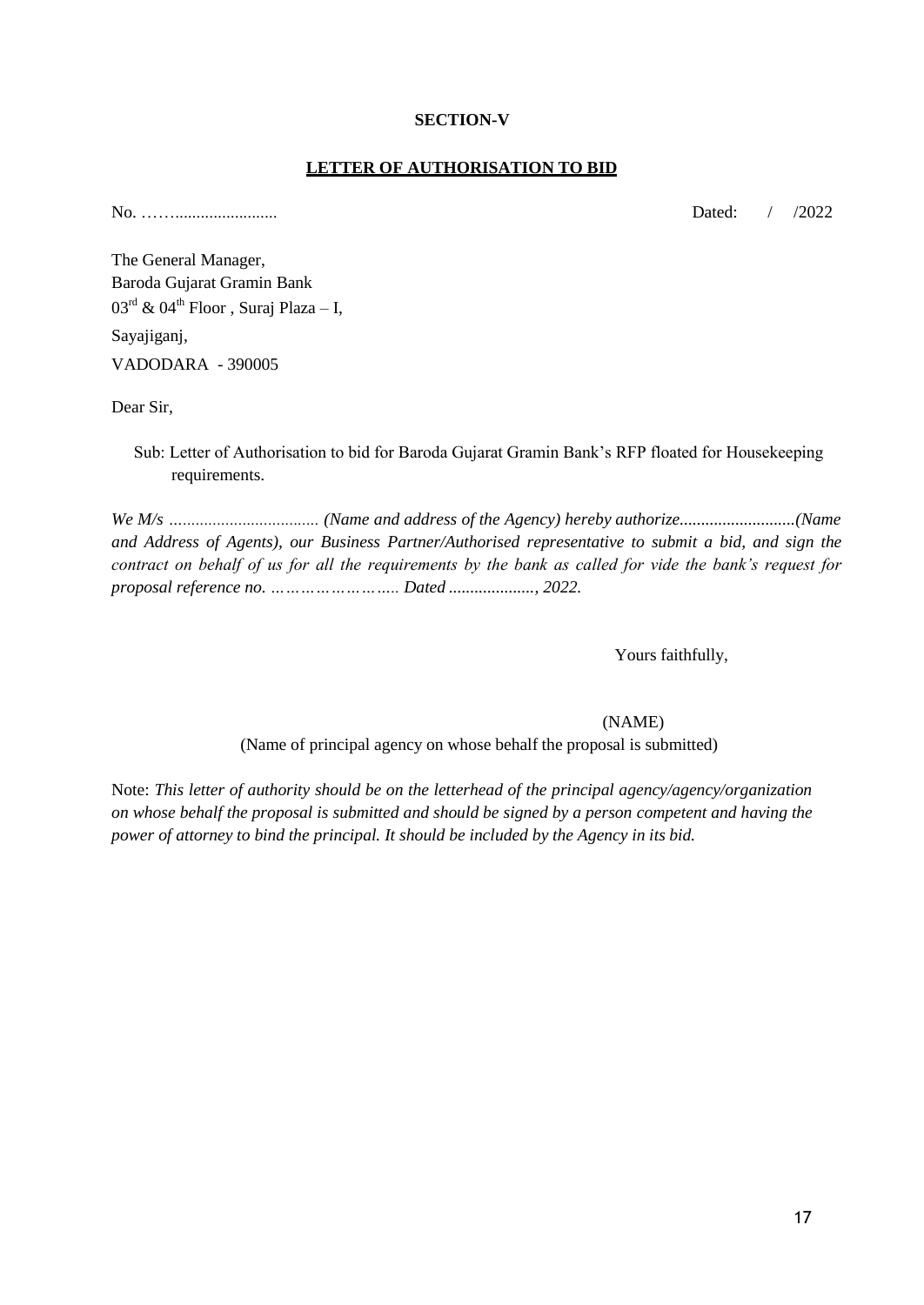**SECTION-V**

**LETTER OF AUTHORISATION TO BID**

No. ……........................ Dated: / /2022

The General Manager,
Baroda Gujarat Gramin Bank
$03^{rd}$ & $04^{th}$ Floor , Suraj Plaza – I,
Sayajiganj,
VADODARA - 390005

Dear Sir,

Sub: Letter of Authorisation to bid for Baroda Gujarat Gramin Bank's RFP floated for Housekeeping requirements.

*We M/s .................................. (Name and address of the Agency) hereby authorize..........................(Name and Address of Agents), our Business Partner/Authorised representative to submit a bid, and sign the contract on behalf of us for all the requirements by the bank as called for vide the bank's request for proposal reference no. …………………… Dated ...................., 2022.*

Yours faithfully,

(NAME)
(Name of principal agency on whose behalf the proposal is submitted)

Note: *This letter of authority should be on the letterhead of the principal agency/agency/organization on whose behalf the proposal is submitted and should be signed by a person competent and having the power of attorney to bind the principal. It should be included by the Agency in its bid.*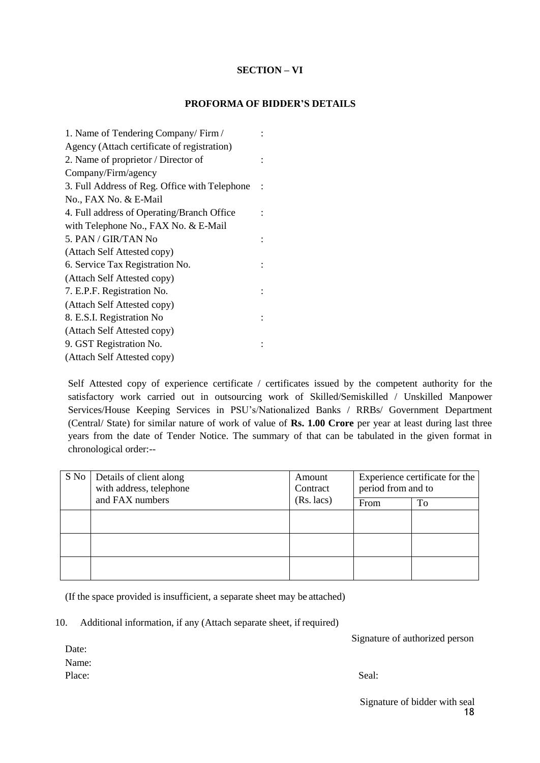## SECTION – VI

## PROFORMA OF BIDDER'S DETAILS

1. Name of Tendering Company/ Firm / Agency (Attach certificate of registration) :
2. Name of proprietor / Director of Company/Firm/agency :
3. Full Address of Reg. Office with Telephone No., FAX No. & E-Mail :
4. Full address of Operating/Branch Office with Telephone No., FAX No. & E-Mail :
5. PAN / GIR/TAN No (Attach Self Attested copy) :
6. Service Tax Registration No. (Attach Self Attested copy) :
7. E.P.F. Registration No. (Attach Self Attested copy) :
8. E.S.I. Registration No (Attach Self Attested copy) :
9. GST Registration No. (Attach Self Attested copy) :

Self Attested copy of experience certificate / certificates issued by the competent authority for the satisfactory work carried out in outsourcing work of Skilled/Semiskilled / Unskilled Manpower Services/House Keeping Services in PSU's/Nationalized Banks / RRBs/ Government Department (Central/ State) for similar nature of work of value of **Rs. 1.00 Crore** per year at least during last three years from the date of Tender Notice. The summary of that can be tabulated in the given format in chronological order:--

| S No | Details of client along with address, telephone and FAX numbers | Amount Contract (Rs. lacs) | Experience certificate for the period from and to | |
|---|---|---|---|---|
| | | | From | To |
| | | | | |
| | | | | |
| | | | | |

(If the space provided is insufficient, a separate sheet may be attached)

10. Additional information, if any (Attach separate sheet, if required)

Signature of authorized person

Date:

Name:

Place:

Seal:

Signature of bidder with seal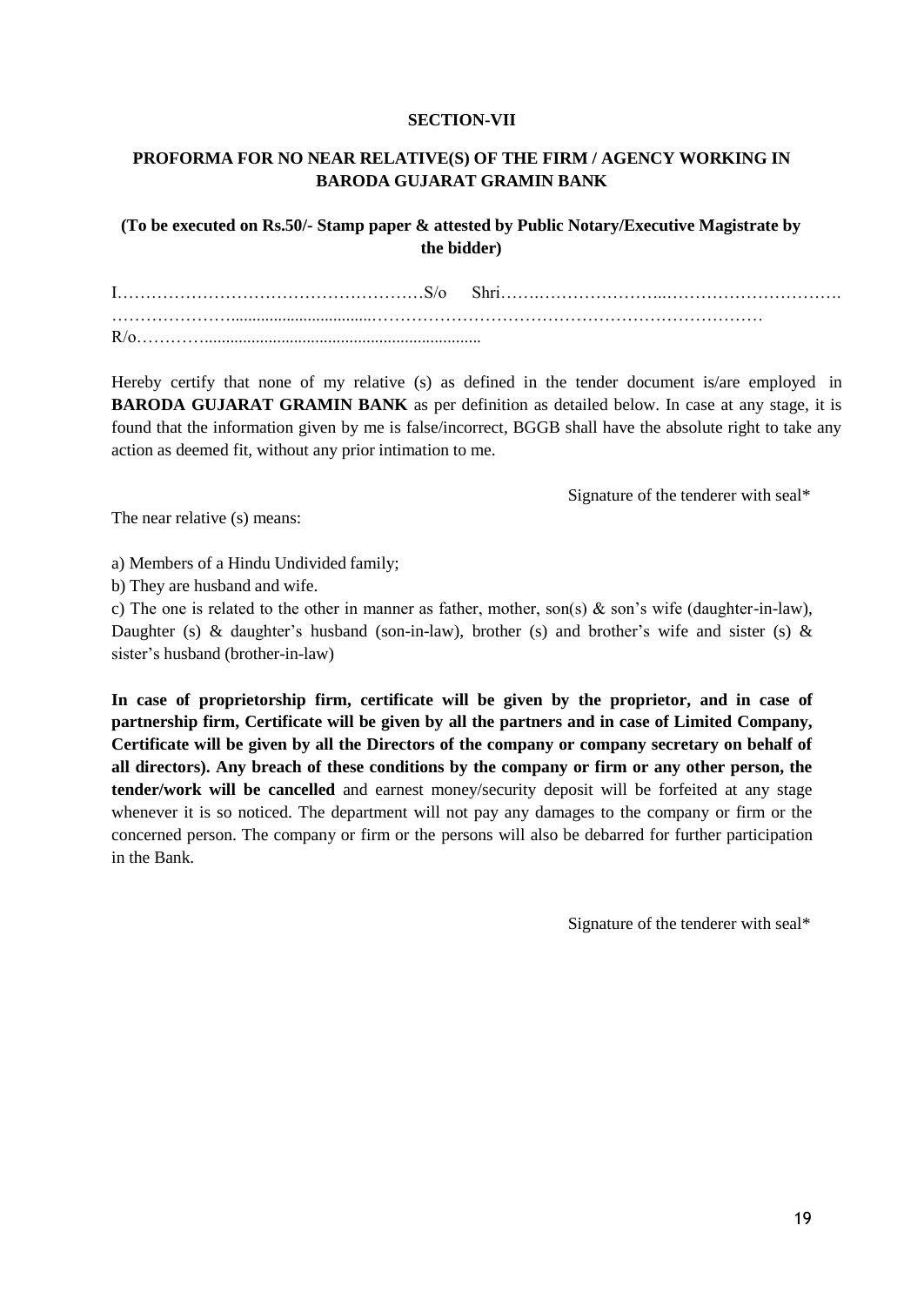**SECTION-VII**

**PROFORMA FOR NO NEAR RELATIVE(S) OF THE FIRM / AGENCY WORKING IN BARODA GUJARAT GRAMIN BANK**

**(To be executed on Rs.50/- Stamp paper & attested by Public Notary/Executive Magistrate by the bidder)**

I………………………………………………S/o Shri……..…………………..………………………….
…………………...................................…………………………………………………………………
R/o…………...................................................................

Hereby certify that none of my relative (s) as defined in the tender document is/are employed in **BARODA GUJARAT GRAMIN BANK** as per definition as detailed below. In case at any stage, it is found that the information given by me is false/incorrect, BGGB shall have the absolute right to take any action as deemed fit, without any prior intimation to me.

Signature of the tenderer with seal*

The near relative (s) means:

a) Members of a Hindu Undivided family;

b) They are husband and wife.

c) The one is related to the other in manner as father, mother, son(s) & son's wife (daughter-in-law), Daughter (s) & daughter's husband (son-in-law), brother (s) and brother's wife and sister (s) & sister's husband (brother-in-law)

**In case of proprietorship firm, certificate will be given by the proprietor, and in case of partnership firm, Certificate will be given by all the partners and in case of Limited Company, Certificate will be given by all the Directors of the company or company secretary on behalf of all directors). Any breach of these conditions by the company or firm or any other person, the tender/work will be cancelled** and earnest money/security deposit will be forfeited at any stage whenever it is so noticed. The department will not pay any damages to the company or firm or the concerned person. The company or firm or the persons will also be debarred for further participation in the Bank.

Signature of the tenderer with seal*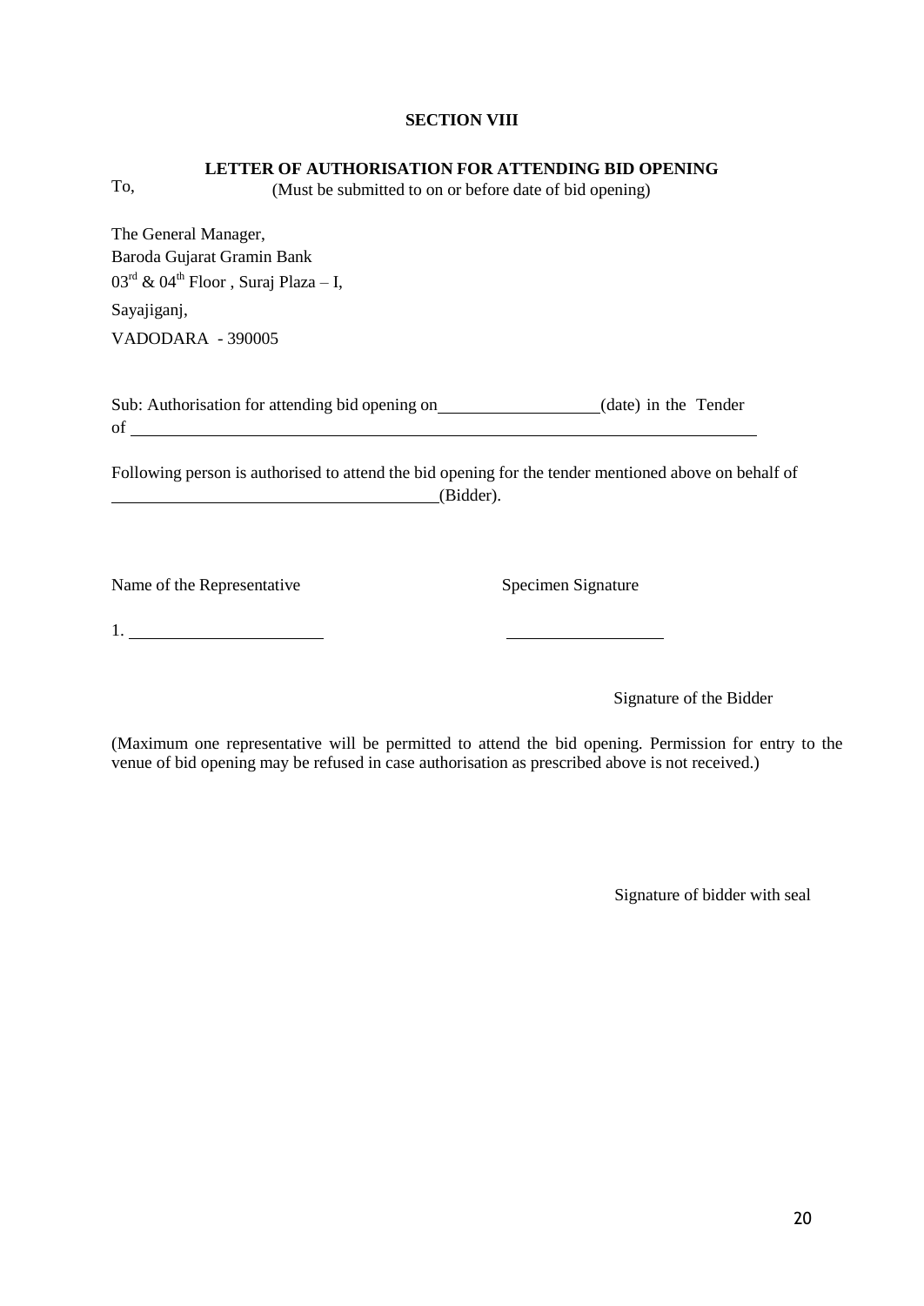**SECTION VIII**

**LETTER OF AUTHORISATION FOR ATTENDING BID OPENING**

To, (Must be submitted to on or before date of bid opening)

The General Manager,
Baroda Gujarat Gramin Bank
$03^{rd}$ & $04^{th}$ Floor , Suraj Plaza – I,
Sayajiganj,
VADODARA - 390005

Sub: Authorisation for attending bid opening on \_\_\_\_\_\_\_\_\_\_\_\_\_\_\_\_\_\_\_\_(date) in the Tender of \_\_\_\_\_\_\_\_\_\_\_\_\_\_\_\_\_\_\_\_\_\_\_\_\_\_\_\_\_\_\_\_\_\_\_\_\_\_\_\_\_\_\_\_\_\_\_\_\_\_\_\_\_\_\_\_\_\_\_\_\_\_\_\_\_\_\_\_\_\_\_\_

Following person is authorised to attend the bid opening for the tender mentioned above on behalf of \_\_\_\_\_\_\_\_\_\_\_\_\_\_\_\_\_\_\_\_\_\_\_\_\_\_\_\_\_\_\_\_\_\_\_\_\_\_\_\_(Bidder).

| Name of the Representative | Specimen Signature |
|---|---|
| 1. \_\_\_\_\_\_\_\_\_\_\_\_\_\_\_\_\_\_\_\_\_\_\_\_ | \_\_\_\_\_\_\_\_\_\_\_\_\_\_\_\_\_\_\_\_ |

Signature of the Bidder

(Maximum one representative will be permitted to attend the bid opening. Permission for entry to the venue of bid opening may be refused in case authorisation as prescribed above is not received.)

Signature of bidder with seal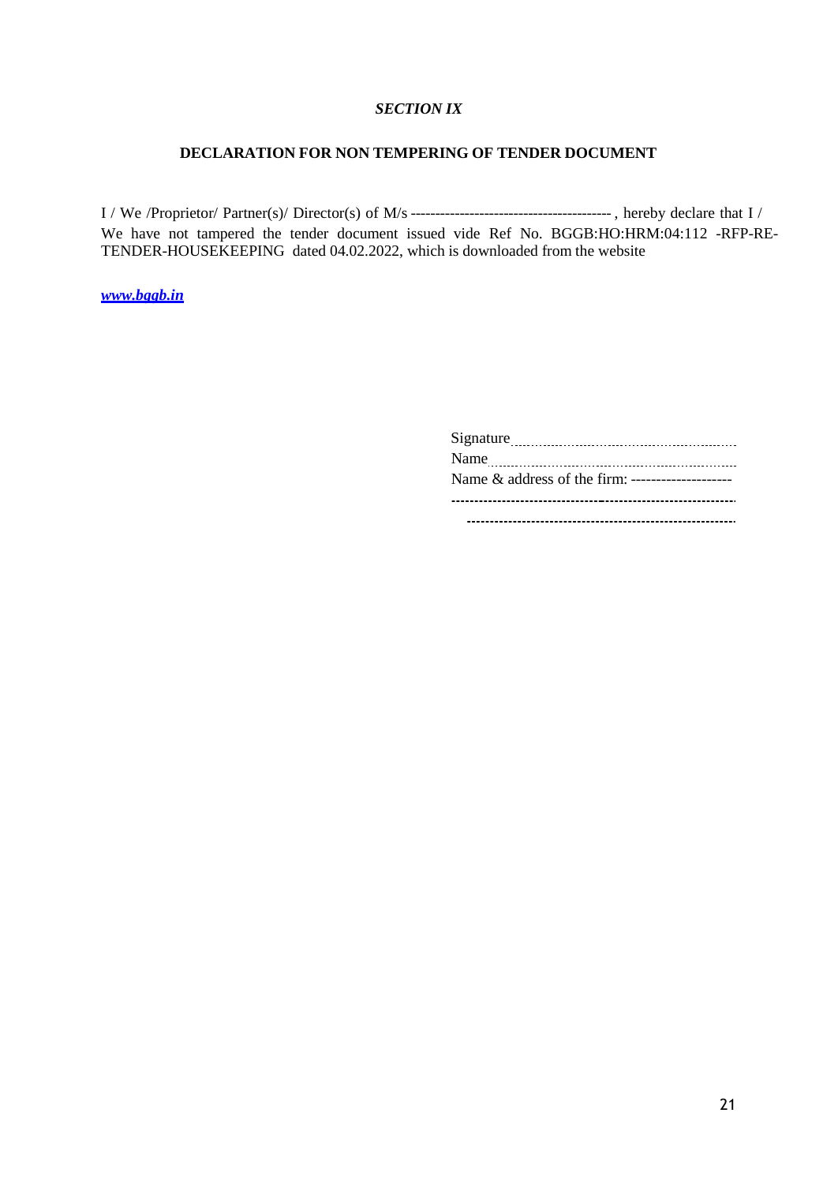### *SECTION IX*

### DECLARATION FOR NON TEMPERING OF TENDER DOCUMENT

I / We /Proprietor/ Partner(s)/ Director(s) of M/s ---------------------------------------- , hereby declare that I / We have not tampered the tender document issued vide Ref No. BGGB:HO:HRM:04:112 -RFP-RE-TENDER-HOUSEKEEPING dated 04.02.2022, which is downloaded from the website

***www.bggb.in***

Signature ..........................................................

Name ..........................................................

Name & address of the firm: --------------------

------------------------------------------------------------

------------------------------------------------------------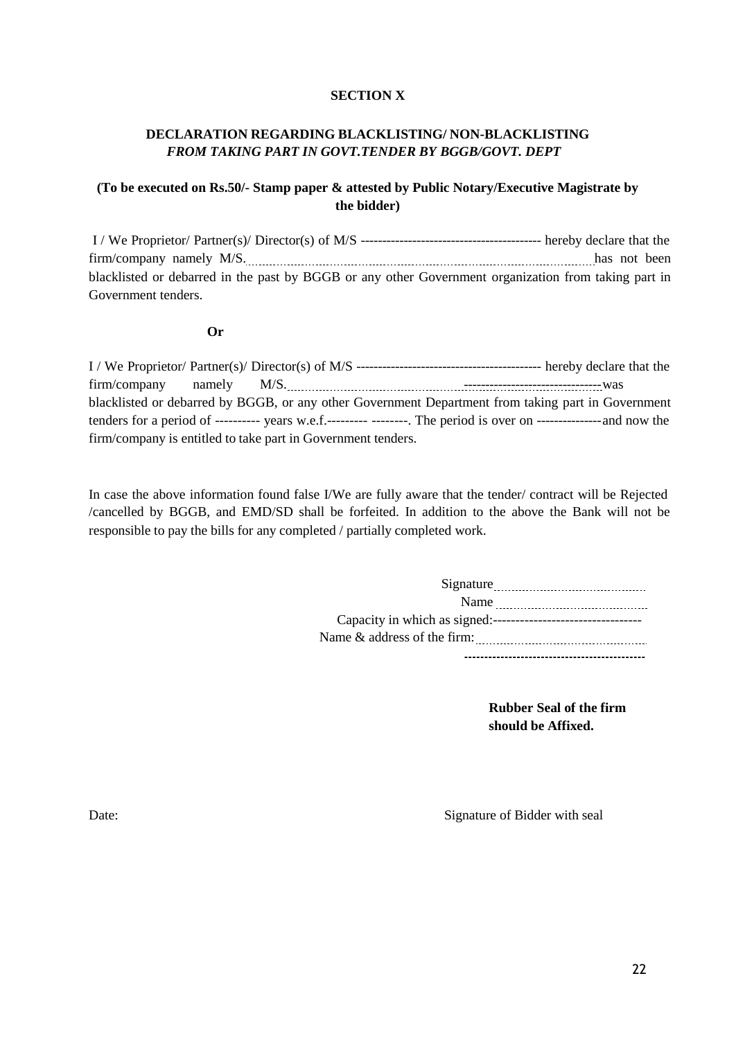**SECTION X**

**DECLARATION REGARDING BLACKLISTING/ NON-BLACKLISTING**
***FROM TAKING PART IN GOVT.TENDER BY BGGB/GOVT. DEPT***

**(To be executed on Rs.50/- Stamp paper & attested by Public Notary/Executive Magistrate by the bidder)**

I / We Proprietor/ Partner(s)/ Director(s) of M/S ------------------------------------------ hereby declare that the firm/company namely M/S.…………………………………………………………has not been blacklisted or debarred in the past by BGGB or any other Government organization from taking part in Government tenders.

**Or**

I / We Proprietor/ Partner(s)/ Director(s) of M/S ------------------------------------------- hereby declare that the firm/company namely M/S.……………………………………--------------------------------was blacklisted or debarred by BGGB, or any other Government Department from taking part in Government tenders for a period of ---------- years w.e.f.--------- --------. The period is over on ---------------and now the firm/company is entitled to take part in Government tenders.

In case the above information found false I/We are fully aware that the tender/ contract will be Rejected /cancelled by BGGB, and EMD/SD shall be forfeited. In addition to the above the Bank will not be responsible to pay the bills for any completed / partially completed work.

Signature…………………………………
Name …………………………………
Capacity in which as signed:---------------------------------
Name & address of the firm:…………………………………
--------------------------------------------

**Rubber Seal of the firm should be Affixed.**

Date: Signature of Bidder with seal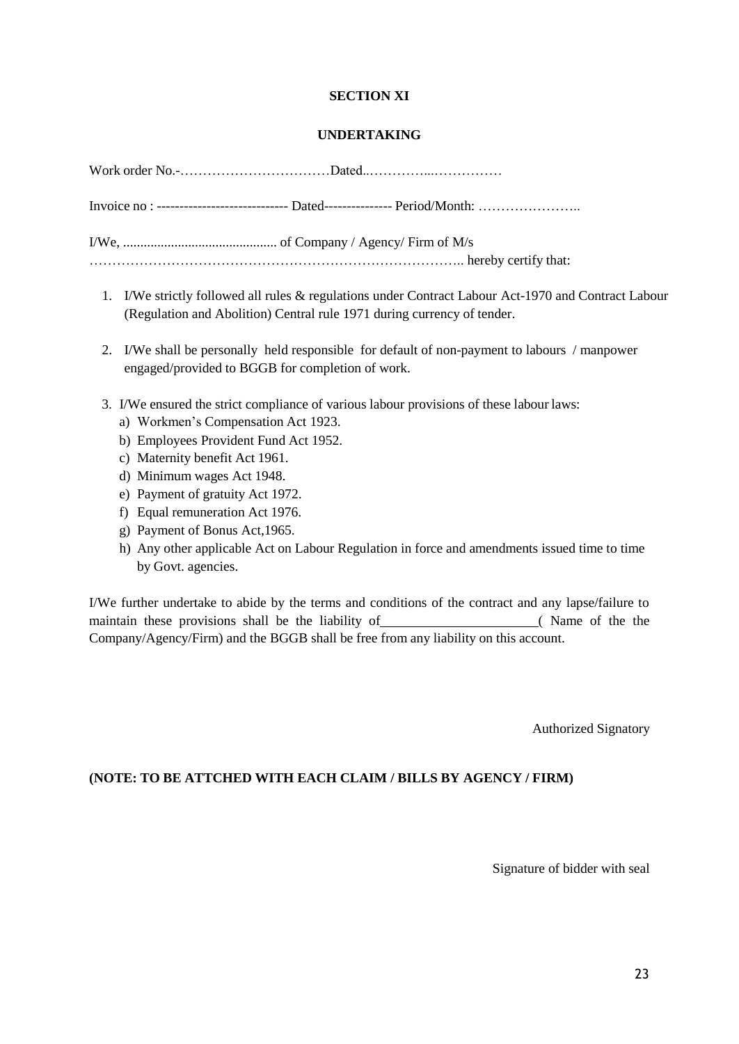**SECTION XI**

**UNDERTAKING**

Work order No.-……………………………Dated..…………...……………

Invoice no : ---------------------------- Dated--------------- Period/Month: …………………..

I/We, ............................................ of Company / Agency/ Firm of M/s …………………………………………………………………….. hereby certify that:

1. I/We strictly followed all rules & regulations under Contract Labour Act-1970 and Contract Labour (Regulation and Abolition) Central rule 1971 during currency of tender.

2. I/We shall be personally held responsible for default of non-payment to labours / manpower engaged/provided to BGGB for completion of work.

3. I/We ensured the strict compliance of various labour provisions of these labour laws:
   a) Workmen's Compensation Act 1923.
   b) Employees Provident Fund Act 1952.
   c) Maternity benefit Act 1961.
   d) Minimum wages Act 1948.
   e) Payment of gratuity Act 1972.
   f) Equal remuneration Act 1976.
   g) Payment of Bonus Act,1965.
   h) Any other applicable Act on Labour Regulation in force and amendments issued time to time by Govt. agencies.

I/We further undertake to abide by the terms and conditions of the contract and any lapse/failure to maintain these provisions shall be the liability of______________________( Name of the the Company/Agency/Firm) and the BGGB shall be free from any liability on this account.

Authorized Signatory

**(NOTE: TO BE ATTCHED WITH EACH CLAIM / BILLS BY AGENCY / FIRM)**

Signature of bidder with seal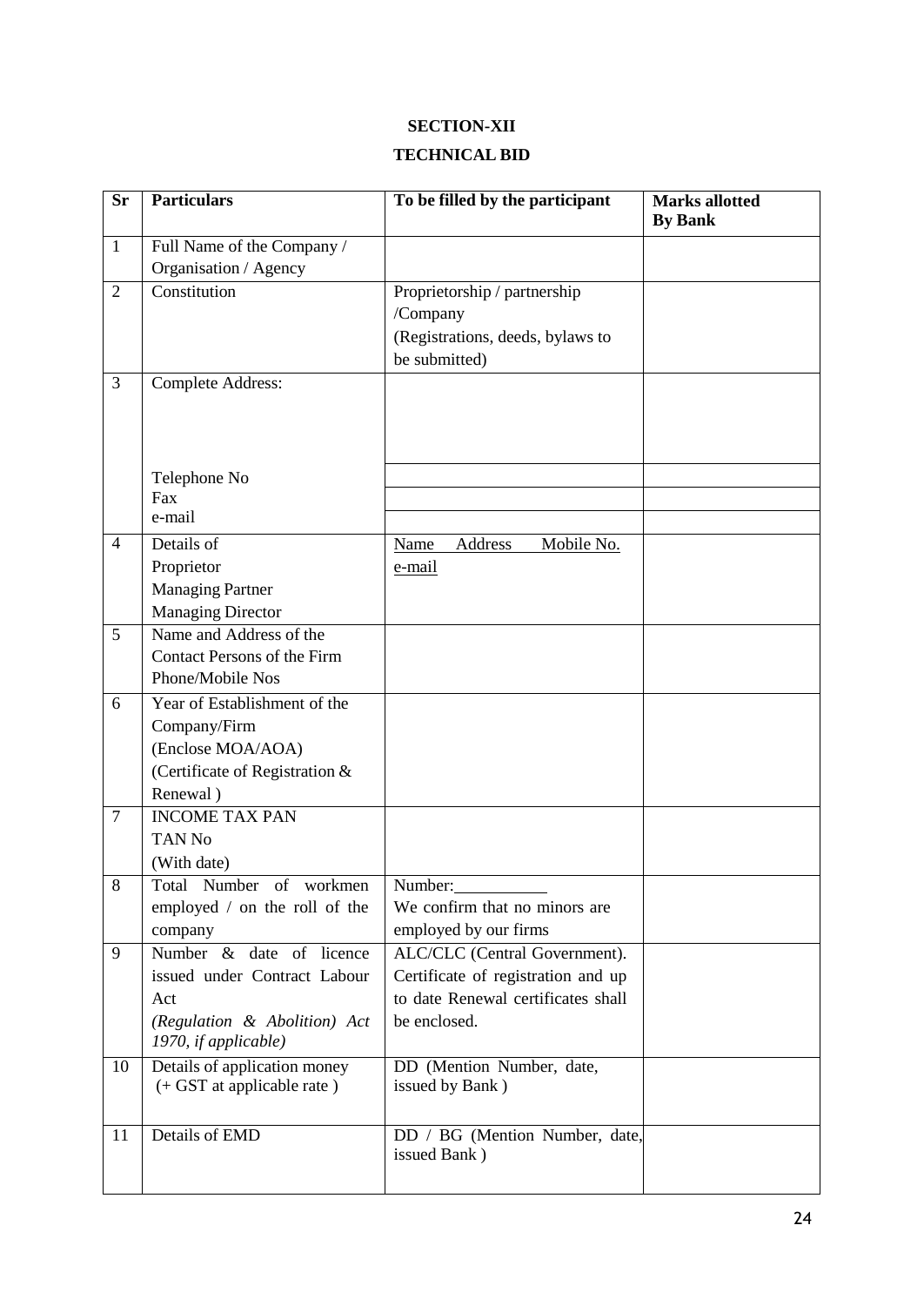**SECTION-XII**

**TECHNICAL BID**

| Sr | Particulars | To be filled by the participant | Marks allotted By Bank |
|---|---|---|---|
| 1 | Full Name of the Company / Organisation / Agency | | |
| 2 | Constitution | Proprietorship / partnership /Company (Registrations, deeds, bylaws to be submitted) | |
| 3 | Complete Address: | | |
| | Telephone No | | |
| | Fax | | |
| | e-mail | | |
| 4 | Details of Proprietor Managing Partner Managing Director | Name Address Mobile No. e-mail | |
| 5 | Name and Address of the Contact Persons of the Firm Phone/Mobile Nos | | |
| 6 | Year of Establishment of the Company/Firm (Enclose MOA/AOA) (Certificate of Registration & Renewal ) | | |
| 7 | INCOME TAX PAN TAN No (With date) | | |
| 8 | Total Number of workmen employed / on the roll of the company | Number:__________ We confirm that no minors are employed by our firms | |
| 9 | Number & date of licence issued under Contract Labour Act *(Regulation & Abolition) Act 1970, if applicable)* | ALC/CLC (Central Government). Certificate of registration and up to date Renewal certificates shall be enclosed. | |
| 10 | Details of application money (+ GST at applicable rate ) | DD (Mention Number, date, issued by Bank ) | |
| 11 | Details of EMD | DD / BG (Mention Number, date, issued Bank ) | |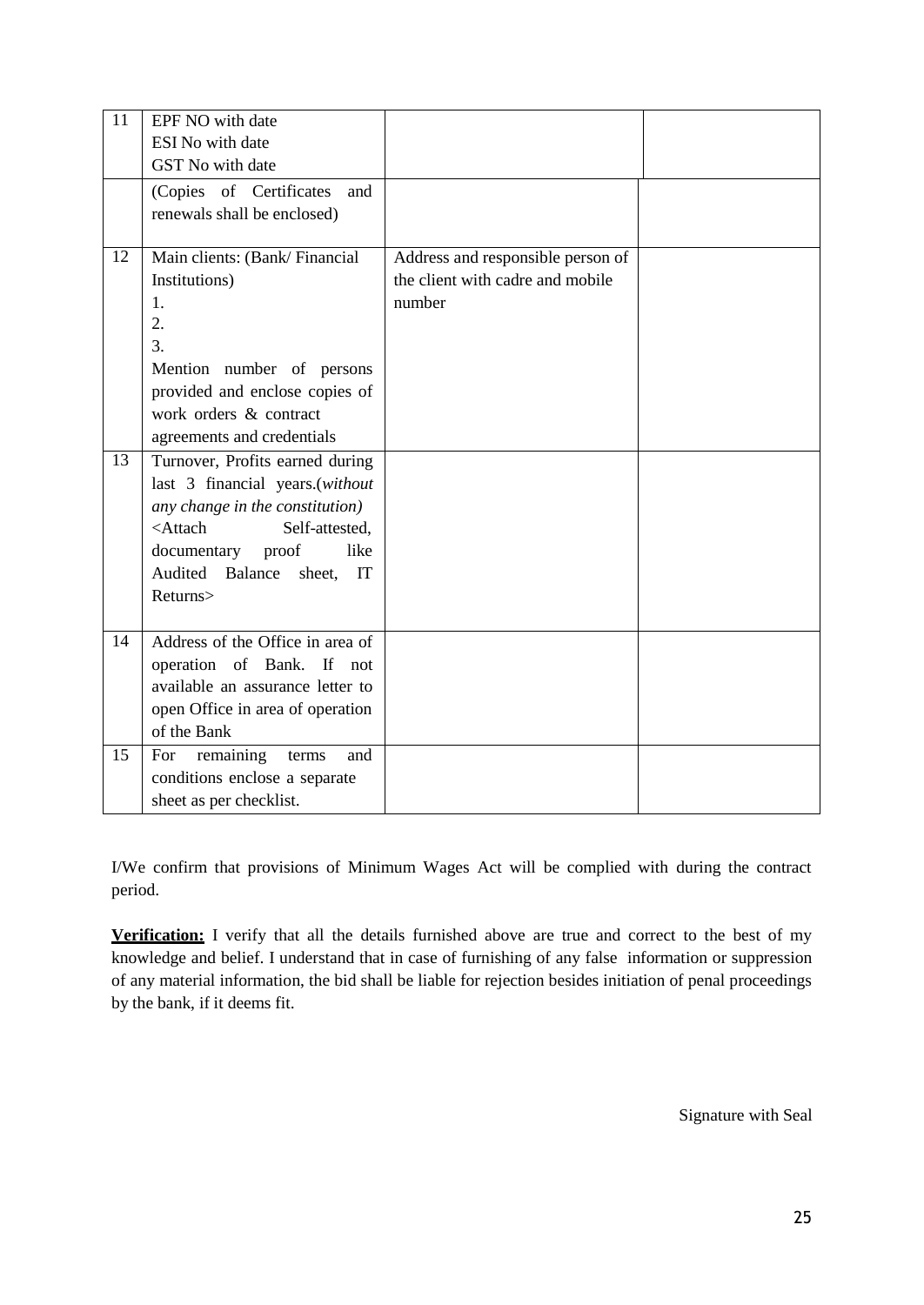| 11 | EPF NO with date<br>ESI No with date<br>GST No with date | | |
|---|---|---|---|
| | (Copies of Certificates and renewals shall be enclosed) | | |
| 12 | Main clients: (Bank/ Financial Institutions)<br>1.<br>2.<br>3.<br>Mention number of persons provided and enclose copies of work orders & contract agreements and credentials | Address and responsible person of the client with cadre and mobile number | |
| 13 | Turnover, Profits earned during last 3 financial years.(*without any change in the constitution)*<br><Attach Self-attested, documentary proof like Audited Balance sheet, IT Returns> | | |
| 14 | Address of the Office in area of operation of Bank. If not available an assurance letter to open Office in area of operation of the Bank | | |
| 15 | For remaining terms and conditions enclose a separate sheet as per checklist. | | |

I/We confirm that provisions of Minimum Wages Act will be complied with during the contract period.

**Verification:** I verify that all the details furnished above are true and correct to the best of my knowledge and belief. I understand that in case of furnishing of any false information or suppression of any material information, the bid shall be liable for rejection besides initiation of penal proceedings by the bank, if it deems fit.

Signature with Seal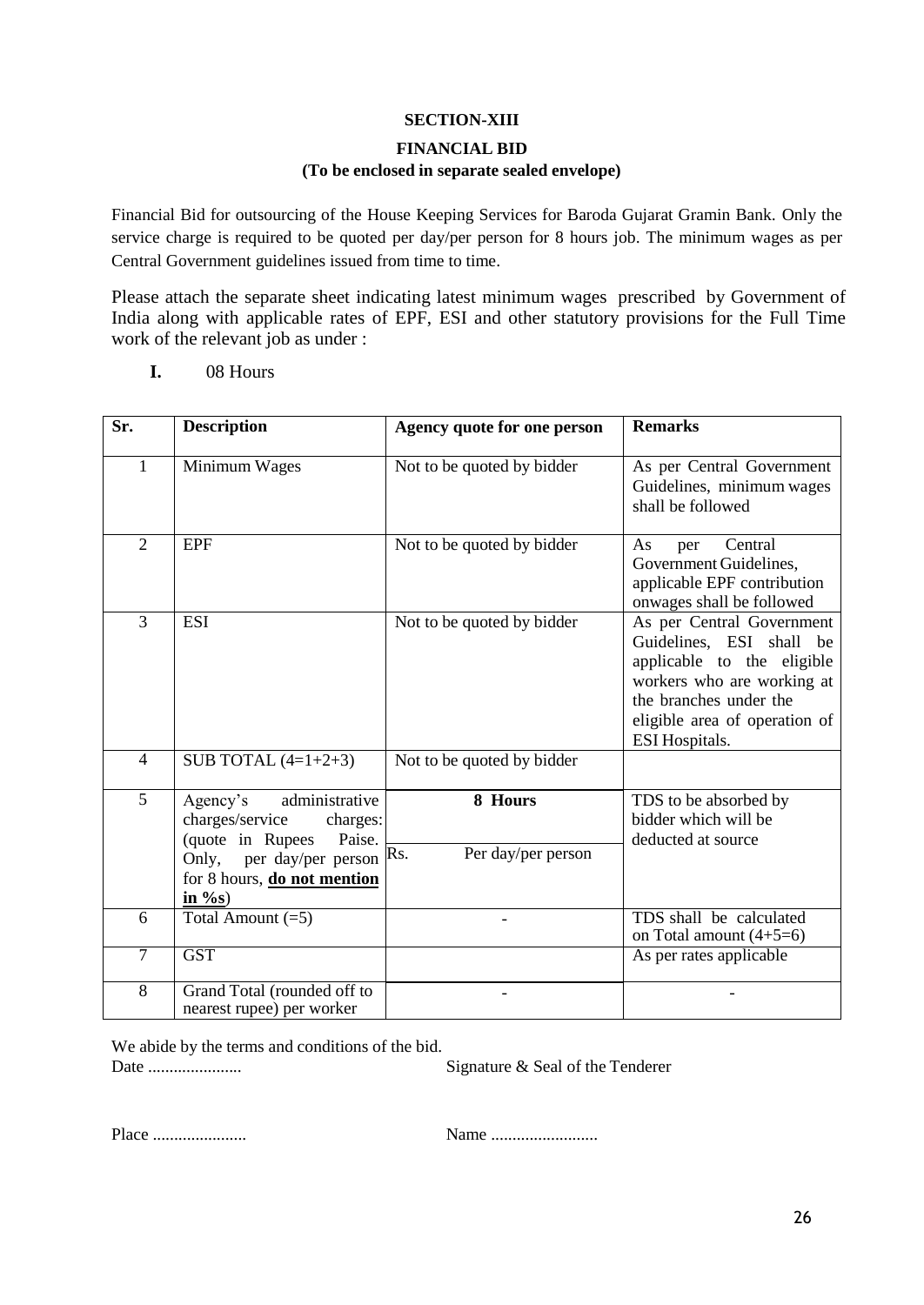## SECTION-XIII

## FINANCIAL BID

**(To be enclosed in separate sealed envelope)**

Financial Bid for outsourcing of the House Keeping Services for Baroda Gujarat Gramin Bank. Only the service charge is required to be quoted per day/per person for 8 hours job. The minimum wages as per Central Government guidelines issued from time to time.

Please attach the separate sheet indicating latest minimum wages prescribed by Government of India along with applicable rates of EPF, ESI and other statutory provisions for the Full Time work of the relevant job as under :

**I.** 08 Hours

| Sr. | Description | Agency quote for one person | Remarks |
|---|---|---|---|
| 1 | Minimum Wages | Not to be quoted by bidder | As per Central Government Guidelines, minimum wages shall be followed |
| 2 | EPF | Not to be quoted by bidder | As per Central Government Guidelines, applicable EPF contribution onwages shall be followed |
| 3 | ESI | Not to be quoted by bidder | As per Central Government Guidelines, ESI shall be applicable to the eligible workers who are working at the branches under the eligible area of operation of ESI Hospitals. |
| 4 | SUB TOTAL (4=1+2+3) | Not to be quoted by bidder | |
| 5 | Agency's administrative charges/service charges: (quote in Rupees Paise. Only, per day/per person for 8 hours, **do not mention in %s**) | **8 Hours**<br>Rs. Per day/per person | TDS to be absorbed by bidder which will be deducted at source |
| 6 | Total Amount (=5) | - | TDS shall be calculated on Total amount (4+5=6) |
| 7 | GST | | As per rates applicable |
| 8 | Grand Total (rounded off to nearest rupee) per worker | - | - |

We abide by the terms and conditions of the bid.

Date ...................... Signature & Seal of the Tenderer

Place ...................... Name .........................